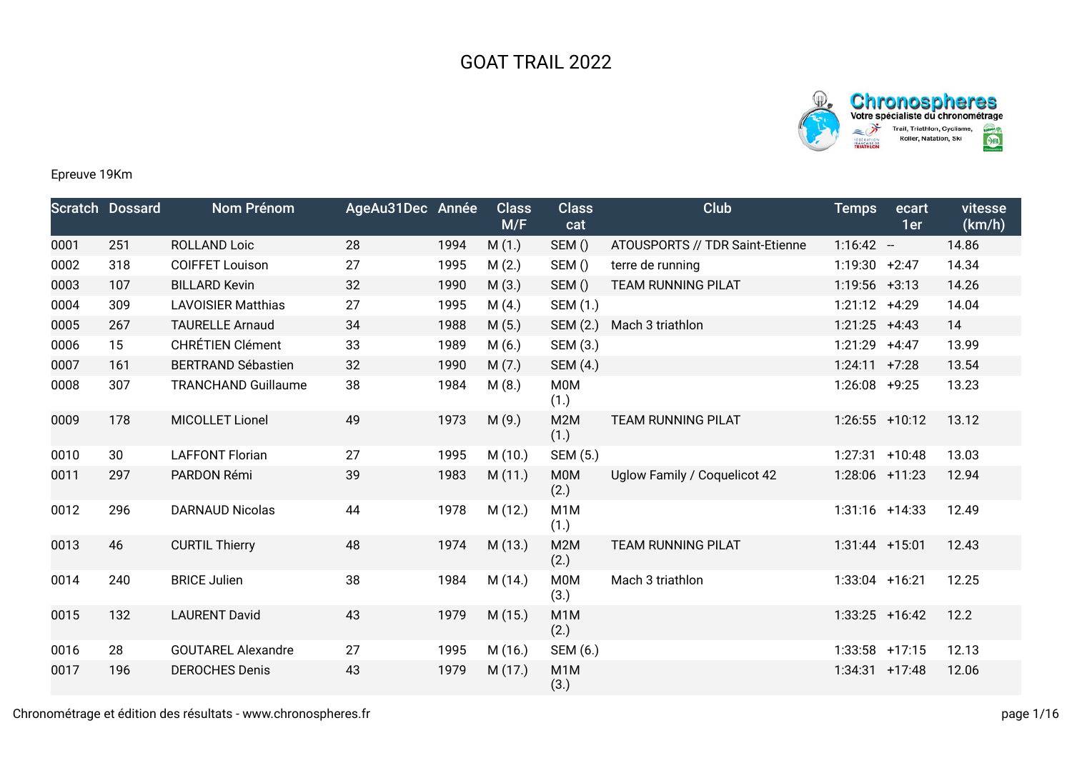# GOAT TRAIL 2022

Epreuve 19Km

| Scratch | Dossard | Nom Prénom | AgeAu31Dec | Année | Class M/F | Class cat | Club | Temps | ecart 1er | vitesse (km/h) |
|---|---|---|---|---|---|---|---|---|---|---|
| 0001 | 251 | ROLLAND Loic | 28 | 1994 | M (1.) | SEM () | ATOUSPORTS // TDR Saint-Etienne | 1:16:42 | -- | 14.86 |
| 0002 | 318 | COIFFET Louison | 27 | 1995 | M (2.) | SEM () | terre de running | 1:19:30 | +2:47 | 14.34 |
| 0003 | 107 | BILLARD Kevin | 32 | 1990 | M (3.) | SEM () | TEAM RUNNING PILAT | 1:19:56 | +3:13 | 14.26 |
| 0004 | 309 | LAVOISIER Matthias | 27 | 1995 | M (4.) | SEM (1.) | | 1:21:12 | +4:29 | 14.04 |
| 0005 | 267 | TAURELLE Arnaud | 34 | 1988 | M (5.) | SEM (2.) | Mach 3 triathlon | 1:21:25 | +4:43 | 14 |
| 0006 | 15 | CHRÉTIEN Clément | 33 | 1989 | M (6.) | SEM (3.) | | 1:21:29 | +4:47 | 13.99 |
| 0007 | 161 | BERTRAND Sébastien | 32 | 1990 | M (7.) | SEM (4.) | | 1:24:11 | +7:28 | 13.54 |
| 0008 | 307 | TRANCHAND Guillaume | 38 | 1984 | M (8.) | M0M (1.) | | 1:26:08 | +9:25 | 13.23 |
| 0009 | 178 | MICOLLET Lionel | 49 | 1973 | M (9.) | M2M (1.) | TEAM RUNNING PILAT | 1:26:55 | +10:12 | 13.12 |
| 0010 | 30 | LAFFONT Florian | 27 | 1995 | M (10.) | SEM (5.) | | 1:27:31 | +10:48 | 13.03 |
| 0011 | 297 | PARDON Rémi | 39 | 1983 | M (11.) | M0M (2.) | Uglow Family / Coquelicot 42 | 1:28:06 | +11:23 | 12.94 |
| 0012 | 296 | DARNAUD Nicolas | 44 | 1978 | M (12.) | M1M (1.) | | 1:31:16 | +14:33 | 12.49 |
| 0013 | 46 | CURTIL Thierry | 48 | 1974 | M (13.) | M2M (2.) | TEAM RUNNING PILAT | 1:31:44 | +15:01 | 12.43 |
| 0014 | 240 | BRICE Julien | 38 | 1984 | M (14.) | M0M (3.) | Mach 3 triathlon | 1:33:04 | +16:21 | 12.25 |
| 0015 | 132 | LAURENT David | 43 | 1979 | M (15.) | M1M (2.) | | 1:33:25 | +16:42 | 12.2 |
| 0016 | 28 | GOUTAREL Alexandre | 27 | 1995 | M (16.) | SEM (6.) | | 1:33:58 | +17:15 | 12.13 |
| 0017 | 196 | DEROCHES Denis | 43 | 1979 | M (17.) | M1M (3.) | | 1:34:31 | +17:48 | 12.06 |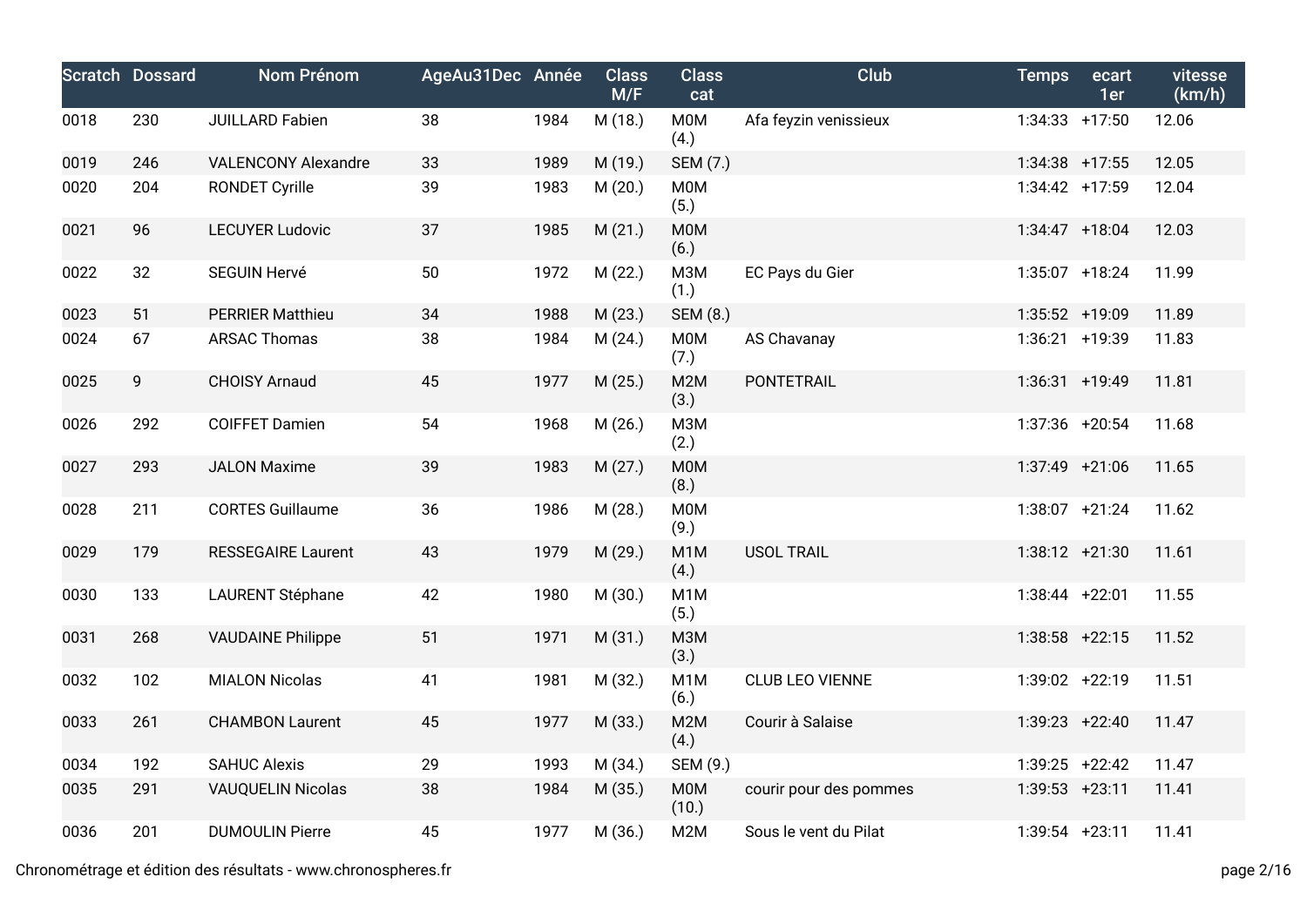| Scratch | Dossard | Nom Prénom | AgeAu31Dec | Année | Class M/F | Class cat | Club | Temps | ecart 1er | vitesse (km/h) |
|---|---|---|---|---|---|---|---|---|---|---|
| 0018 | 230 | JUILLARD Fabien | 38 | 1984 | M (18.) | M0M (4.) | Afa feyzin venissieux | 1:34:33 | +17:50 | 12.06 |
| 0019 | 246 | VALENCONY Alexandre | 33 | 1989 | M (19.) | SEM (7.) | | 1:34:38 | +17:55 | 12.05 |
| 0020 | 204 | RONDET Cyrille | 39 | 1983 | M (20.) | M0M (5.) | | 1:34:42 | +17:59 | 12.04 |
| 0021 | 96 | LECUYER Ludovic | 37 | 1985 | M (21.) | M0M (6.) | | 1:34:47 | +18:04 | 12.03 |
| 0022 | 32 | SEGUIN Hervé | 50 | 1972 | M (22.) | M3M (1.) | EC Pays du Gier | 1:35:07 | +18:24 | 11.99 |
| 0023 | 51 | PERRIER Matthieu | 34 | 1988 | M (23.) | SEM (8.) | | 1:35:52 | +19:09 | 11.89 |
| 0024 | 67 | ARSAC Thomas | 38 | 1984 | M (24.) | M0M (7.) | AS Chavanay | 1:36:21 | +19:39 | 11.83 |
| 0025 | 9 | CHOISY Arnaud | 45 | 1977 | M (25.) | M2M (3.) | PONTETRAIL | 1:36:31 | +19:49 | 11.81 |
| 0026 | 292 | COIFFET Damien | 54 | 1968 | M (26.) | M3M (2.) | | 1:37:36 | +20:54 | 11.68 |
| 0027 | 293 | JALON Maxime | 39 | 1983 | M (27.) | M0M (8.) | | 1:37:49 | +21:06 | 11.65 |
| 0028 | 211 | CORTES Guillaume | 36 | 1986 | M (28.) | M0M (9.) | | 1:38:07 | +21:24 | 11.62 |
| 0029 | 179 | RESSEGAIRE Laurent | 43 | 1979 | M (29.) | M1M (4.) | USOL TRAIL | 1:38:12 | +21:30 | 11.61 |
| 0030 | 133 | LAURENT Stéphane | 42 | 1980 | M (30.) | M1M (5.) | | 1:38:44 | +22:01 | 11.55 |
| 0031 | 268 | VAUDAINE Philippe | 51 | 1971 | M (31.) | M3M (3.) | | 1:38:58 | +22:15 | 11.52 |
| 0032 | 102 | MIALON Nicolas | 41 | 1981 | M (32.) | M1M (6.) | CLUB LEO VIENNE | 1:39:02 | +22:19 | 11.51 |
| 0033 | 261 | CHAMBON Laurent | 45 | 1977 | M (33.) | M2M (4.) | Courir à Salaise | 1:39:23 | +22:40 | 11.47 |
| 0034 | 192 | SAHUC Alexis | 29 | 1993 | M (34.) | SEM (9.) | | 1:39:25 | +22:42 | 11.47 |
| 0035 | 291 | VAUQUELIN Nicolas | 38 | 1984 | M (35.) | M0M (10.) | courir pour des pommes | 1:39:53 | +23:11 | 11.41 |
| 0036 | 201 | DUMOULIN Pierre | 45 | 1977 | M (36.) | M2M | Sous le vent du Pilat | 1:39:54 | +23:11 | 11.41 |

Chronométrage et édition des résultats - www.chronospheres.fr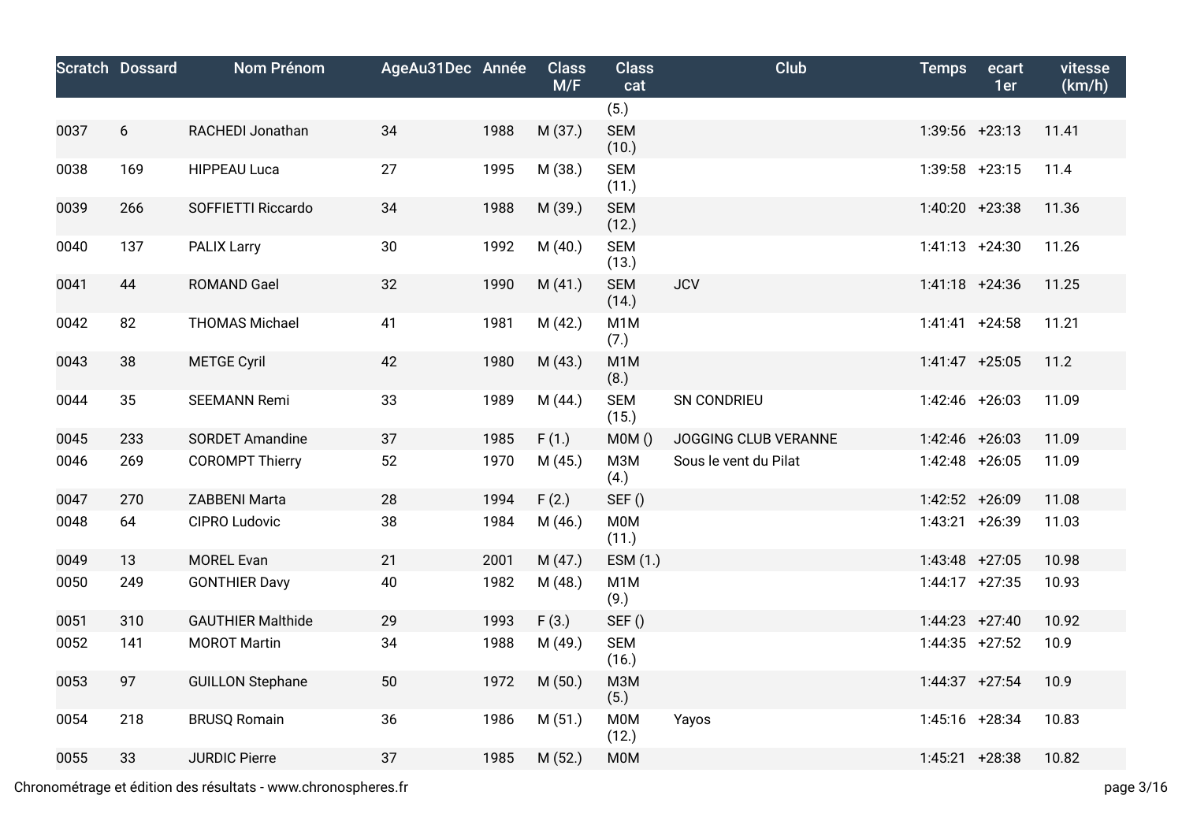| Scratch | Dossard | Nom Prénom | AgeAu31Dec | Année | Class M/F | Class cat | Club | Temps | ecart 1er | vitesse (km/h) |
|---|---|---|---|---|---|---|---|---|---|---|
| | | | | | | (5.) | | | | |
| 0037 | 6 | RACHEDI Jonathan | 34 | 1988 | M (37.) | SEM (10.) | | 1:39:56 | +23:13 | 11.41 |
| 0038 | 169 | HIPPEAU Luca | 27 | 1995 | M (38.) | SEM (11.) | | 1:39:58 | +23:15 | 11.4 |
| 0039 | 266 | SOFFIETTI Riccardo | 34 | 1988 | M (39.) | SEM (12.) | | 1:40:20 | +23:38 | 11.36 |
| 0040 | 137 | PALIX Larry | 30 | 1992 | M (40.) | SEM (13.) | | 1:41:13 | +24:30 | 11.26 |
| 0041 | 44 | ROMAND Gael | 32 | 1990 | M (41.) | SEM (14.) | JCV | 1:41:18 | +24:36 | 11.25 |
| 0042 | 82 | THOMAS Michael | 41 | 1981 | M (42.) | M1M (7.) | | 1:41:41 | +24:58 | 11.21 |
| 0043 | 38 | METGE Cyril | 42 | 1980 | M (43.) | M1M (8.) | | 1:41:47 | +25:05 | 11.2 |
| 0044 | 35 | SEEMANN Remi | 33 | 1989 | M (44.) | SEM (15.) | SN CONDRIEU | 1:42:46 | +26:03 | 11.09 |
| 0045 | 233 | SORDET Amandine | 37 | 1985 | F (1.) | M0M () | JOGGING CLUB VERANNE | 1:42:46 | +26:03 | 11.09 |
| 0046 | 269 | COROMPT Thierry | 52 | 1970 | M (45.) | M3M (4.) | Sous le vent du Pilat | 1:42:48 | +26:05 | 11.09 |
| 0047 | 270 | ZABBENI Marta | 28 | 1994 | F (2.) | SEF () | | 1:42:52 | +26:09 | 11.08 |
| 0048 | 64 | CIPRO Ludovic | 38 | 1984 | M (46.) | M0M (11.) | | 1:43:21 | +26:39 | 11.03 |
| 0049 | 13 | MOREL Evan | 21 | 2001 | M (47.) | ESM (1.) | | 1:43:48 | +27:05 | 10.98 |
| 0050 | 249 | GONTHIER Davy | 40 | 1982 | M (48.) | M1M (9.) | | 1:44:17 | +27:35 | 10.93 |
| 0051 | 310 | GAUTHIER Malthide | 29 | 1993 | F (3.) | SEF () | | 1:44:23 | +27:40 | 10.92 |
| 0052 | 141 | MOROT Martin | 34 | 1988 | M (49.) | SEM (16.) | | 1:44:35 | +27:52 | 10.9 |
| 0053 | 97 | GUILLON Stephane | 50 | 1972 | M (50.) | M3M (5.) | | 1:44:37 | +27:54 | 10.9 |
| 0054 | 218 | BRUSQ Romain | 36 | 1986 | M (51.) | M0M (12.) | Yayos | 1:45:16 | +28:34 | 10.83 |
| 0055 | 33 | JURDIC Pierre | 37 | 1985 | M (52.) | M0M | | 1:45:21 | +28:38 | 10.82 |

Chronométrage et édition des résultats - www.chronospheres.fr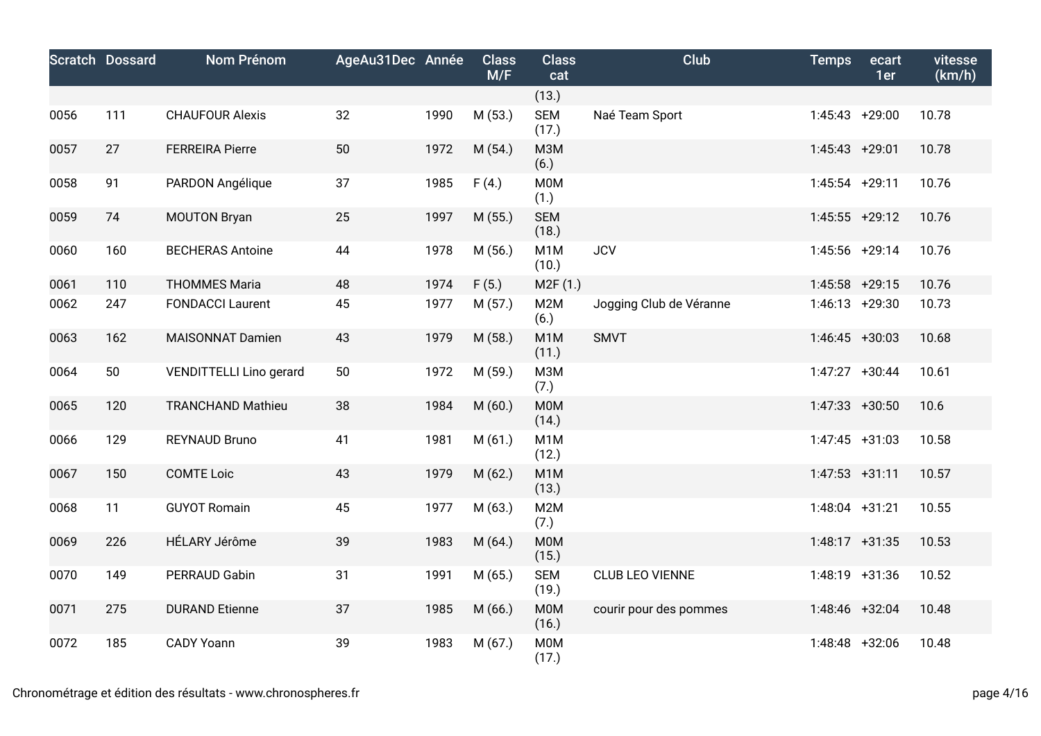| Scratch | Dossard | Nom Prénom | AgeAu31Dec | Année | Class M/F | Class cat | Club | Temps | ecart 1er | vitesse (km/h) |
|---|---|---|---|---|---|---|---|---|---|---|
| | | | | | | (13.) | | | | |
| 0056 | 111 | CHAUFOUR Alexis | 32 | 1990 | M (53.) | SEM (17.) | Naé Team Sport | 1:45:43 | +29:00 | 10.78 |
| 0057 | 27 | FERREIRA Pierre | 50 | 1972 | M (54.) | M3M (6.) | | 1:45:43 | +29:01 | 10.78 |
| 0058 | 91 | PARDON Angélique | 37 | 1985 | F (4.) | M0M (1.) | | 1:45:54 | +29:11 | 10.76 |
| 0059 | 74 | MOUTON Bryan | 25 | 1997 | M (55.) | SEM (18.) | | 1:45:55 | +29:12 | 10.76 |
| 0060 | 160 | BECHERAS Antoine | 44 | 1978 | M (56.) | M1M (10.) | JCV | 1:45:56 | +29:14 | 10.76 |
| 0061 | 110 | THOMMES Maria | 48 | 1974 | F (5.) | M2F (1.) | | 1:45:58 | +29:15 | 10.76 |
| 0062 | 247 | FONDACCI Laurent | 45 | 1977 | M (57.) | M2M (6.) | Jogging Club de Véranne | 1:46:13 | +29:30 | 10.73 |
| 0063 | 162 | MAISONNAT Damien | 43 | 1979 | M (58.) | M1M (11.) | SMVT | 1:46:45 | +30:03 | 10.68 |
| 0064 | 50 | VENDITTELLI Lino gerard | 50 | 1972 | M (59.) | M3M (7.) | | 1:47:27 | +30:44 | 10.61 |
| 0065 | 120 | TRANCHAND Mathieu | 38 | 1984 | M (60.) | M0M (14.) | | 1:47:33 | +30:50 | 10.6 |
| 0066 | 129 | REYNAUD Bruno | 41 | 1981 | M (61.) | M1M (12.) | | 1:47:45 | +31:03 | 10.58 |
| 0067 | 150 | COMTE Loic | 43 | 1979 | M (62.) | M1M (13.) | | 1:47:53 | +31:11 | 10.57 |
| 0068 | 11 | GUYOT Romain | 45 | 1977 | M (63.) | M2M (7.) | | 1:48:04 | +31:21 | 10.55 |
| 0069 | 226 | HÉLARY Jérôme | 39 | 1983 | M (64.) | M0M (15.) | | 1:48:17 | +31:35 | 10.53 |
| 0070 | 149 | PERRAUD Gabin | 31 | 1991 | M (65.) | SEM (19.) | CLUB LEO VIENNE | 1:48:19 | +31:36 | 10.52 |
| 0071 | 275 | DURAND Etienne | 37 | 1985 | M (66.) | M0M (16.) | courir pour des pommes | 1:48:46 | +32:04 | 10.48 |
| 0072 | 185 | CADY Yoann | 39 | 1983 | M (67.) | M0M (17.) | | 1:48:48 | +32:06 | 10.48 |

Chronométrage et édition des résultats - www.chronospheres.fr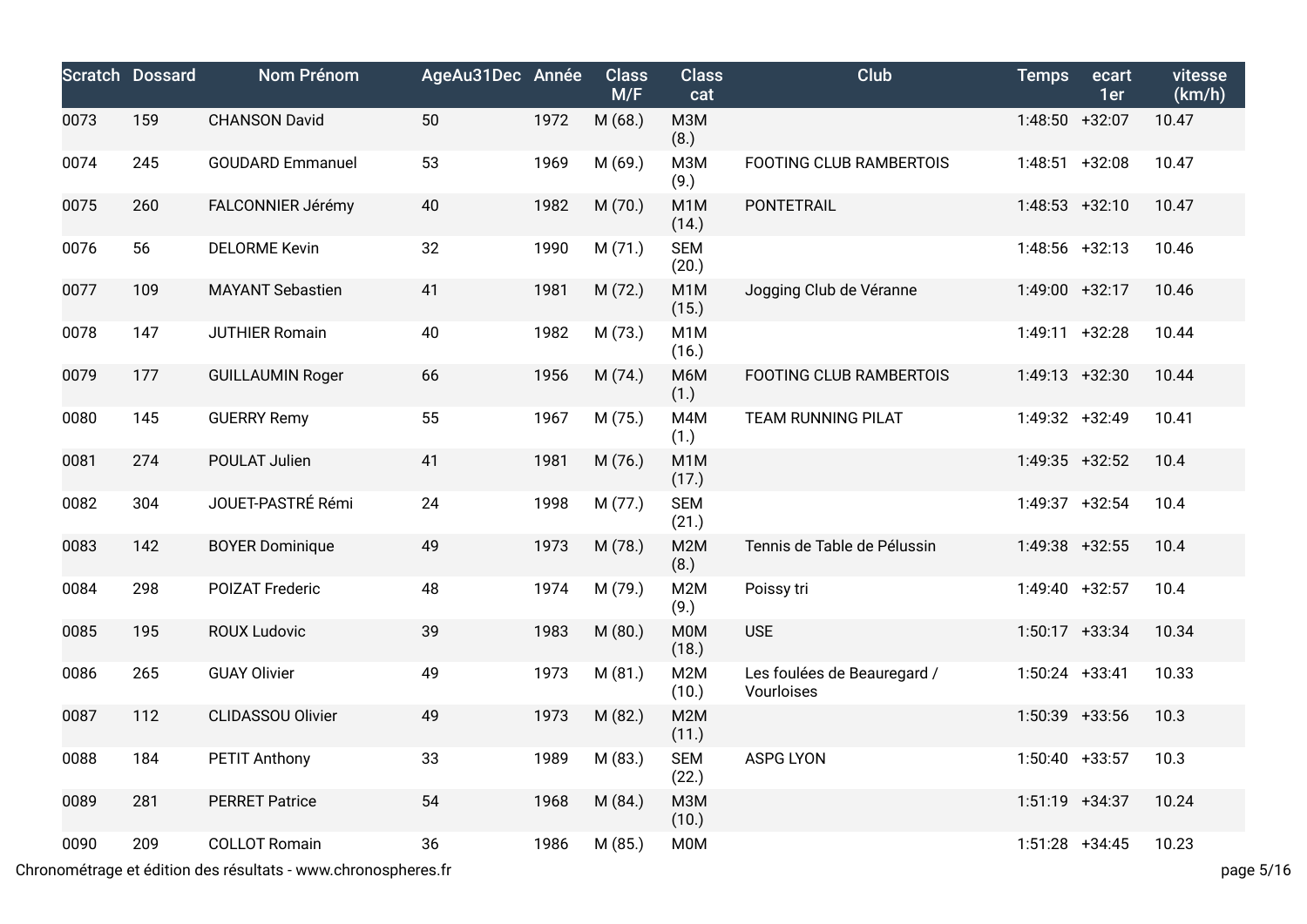| Scratch | Dossard | Nom Prénom | AgeAu31Dec | Année | Class M/F | Class cat | Club | Temps | ecart 1er | vitesse (km/h) |
|---|---|---|---|---|---|---|---|---|---|---|
| 0073 | 159 | CHANSON David | 50 | 1972 | M (68.) | M3M (8.) | | 1:48:50 | +32:07 | 10.47 |
| 0074 | 245 | GOUDARD Emmanuel | 53 | 1969 | M (69.) | M3M (9.) | FOOTING CLUB RAMBERTOIS | 1:48:51 | +32:08 | 10.47 |
| 0075 | 260 | FALCONNIER Jérémy | 40 | 1982 | M (70.) | M1M (14.) | PONTETRAIL | 1:48:53 | +32:10 | 10.47 |
| 0076 | 56 | DELORME Kevin | 32 | 1990 | M (71.) | SEM (20.) | | 1:48:56 | +32:13 | 10.46 |
| 0077 | 109 | MAYANT Sebastien | 41 | 1981 | M (72.) | M1M (15.) | Jogging Club de Véranne | 1:49:00 | +32:17 | 10.46 |
| 0078 | 147 | JUTHIER Romain | 40 | 1982 | M (73.) | M1M (16.) | | 1:49:11 | +32:28 | 10.44 |
| 0079 | 177 | GUILLAUMIN Roger | 66 | 1956 | M (74.) | M6M (1.) | FOOTING CLUB RAMBERTOIS | 1:49:13 | +32:30 | 10.44 |
| 0080 | 145 | GUERRY Remy | 55 | 1967 | M (75.) | M4M (1.) | TEAM RUNNING PILAT | 1:49:32 | +32:49 | 10.41 |
| 0081 | 274 | POULAT Julien | 41 | 1981 | M (76.) | M1M (17.) | | 1:49:35 | +32:52 | 10.4 |
| 0082 | 304 | JOUET-PASTRÉ Rémi | 24 | 1998 | M (77.) | SEM (21.) | | 1:49:37 | +32:54 | 10.4 |
| 0083 | 142 | BOYER Dominique | 49 | 1973 | M (78.) | M2M (8.) | Tennis de Table de Pélussin | 1:49:38 | +32:55 | 10.4 |
| 0084 | 298 | POIZAT Frederic | 48 | 1974 | M (79.) | M2M (9.) | Poissy tri | 1:49:40 | +32:57 | 10.4 |
| 0085 | 195 | ROUX Ludovic | 39 | 1983 | M (80.) | M0M (18.) | USE | 1:50:17 | +33:34 | 10.34 |
| 0086 | 265 | GUAY Olivier | 49 | 1973 | M (81.) | M2M (10.) | Les foulées de Beauregard / Vourloises | 1:50:24 | +33:41 | 10.33 |
| 0087 | 112 | CLIDASSOU Olivier | 49 | 1973 | M (82.) | M2M (11.) | | 1:50:39 | +33:56 | 10.3 |
| 0088 | 184 | PETIT Anthony | 33 | 1989 | M (83.) | SEM (22.) | ASPG LYON | 1:50:40 | +33:57 | 10.3 |
| 0089 | 281 | PERRET Patrice | 54 | 1968 | M (84.) | M3M (10.) | | 1:51:19 | +34:37 | 10.24 |
| 0090 | 209 | COLLOT Romain | 36 | 1986 | M (85.) | M0M | | 1:51:28 | +34:45 | 10.23 |

Chronométrage et édition des résultats - www.chronospheres.fr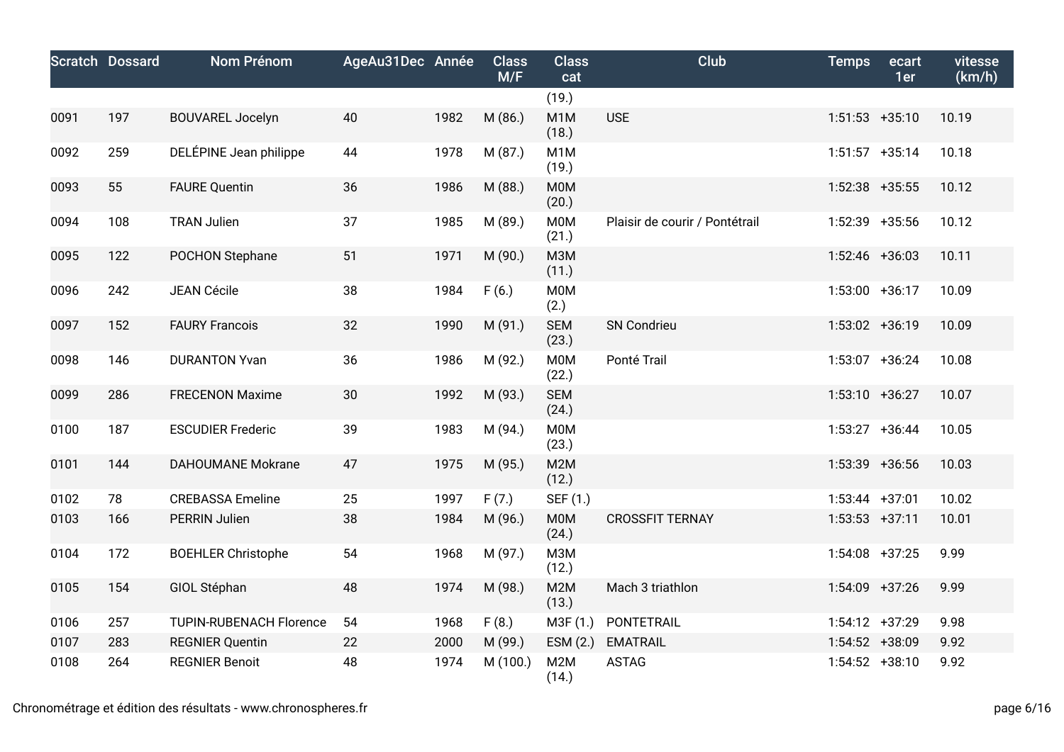| Scratch | Dossard | Nom Prénom | AgeAu31Dec | Année | Class M/F | Class cat | Club | Temps | ecart 1er | vitesse (km/h) |
|---|---|---|---|---|---|---|---|---|---|---|
| | | | | | | (19.) | | | | |
| 0091 | 197 | BOUVAREL Jocelyn | 40 | 1982 | M (86.) | M1M (18.) | USE | 1:51:53 | +35:10 | 10.19 |
| 0092 | 259 | DELÉPINE Jean philippe | 44 | 1978 | M (87.) | M1M (19.) | | 1:51:57 | +35:14 | 10.18 |
| 0093 | 55 | FAURE Quentin | 36 | 1986 | M (88.) | M0M (20.) | | 1:52:38 | +35:55 | 10.12 |
| 0094 | 108 | TRAN Julien | 37 | 1985 | M (89.) | M0M (21.) | Plaisir de courir / Pontétrail | 1:52:39 | +35:56 | 10.12 |
| 0095 | 122 | POCHON Stephane | 51 | 1971 | M (90.) | M3M (11.) | | 1:52:46 | +36:03 | 10.11 |
| 0096 | 242 | JEAN Cécile | 38 | 1984 | F (6.) | M0M (2.) | | 1:53:00 | +36:17 | 10.09 |
| 0097 | 152 | FAURY Francois | 32 | 1990 | M (91.) | SEM (23.) | SN Condrieu | 1:53:02 | +36:19 | 10.09 |
| 0098 | 146 | DURANTON Yvan | 36 | 1986 | M (92.) | M0M (22.) | Ponté Trail | 1:53:07 | +36:24 | 10.08 |
| 0099 | 286 | FRECENON Maxime | 30 | 1992 | M (93.) | SEM (24.) | | 1:53:10 | +36:27 | 10.07 |
| 0100 | 187 | ESCUDIER Frederic | 39 | 1983 | M (94.) | M0M (23.) | | 1:53:27 | +36:44 | 10.05 |
| 0101 | 144 | DAHOUMANE Mokrane | 47 | 1975 | M (95.) | M2M (12.) | | 1:53:39 | +36:56 | 10.03 |
| 0102 | 78 | CREBASSA Emeline | 25 | 1997 | F (7.) | SEF (1.) | | 1:53:44 | +37:01 | 10.02 |
| 0103 | 166 | PERRIN Julien | 38 | 1984 | M (96.) | M0M (24.) | CROSSFIT TERNAY | 1:53:53 | +37:11 | 10.01 |
| 0104 | 172 | BOEHLER Christophe | 54 | 1968 | M (97.) | M3M (12.) | | 1:54:08 | +37:25 | 9.99 |
| 0105 | 154 | GIOL Stéphan | 48 | 1974 | M (98.) | M2M (13.) | Mach 3 triathlon | 1:54:09 | +37:26 | 9.99 |
| 0106 | 257 | TUPIN-RUBENACH Florence | 54 | 1968 | F (8.) | M3F (1.) | PONTETRAIL | 1:54:12 | +37:29 | 9.98 |
| 0107 | 283 | REGNIER Quentin | 22 | 2000 | M (99.) | ESM (2.) | EMATRAIL | 1:54:52 | +38:09 | 9.92 |
| 0108 | 264 | REGNIER Benoit | 48 | 1974 | M (100.) | M2M (14.) | ASTAG | 1:54:52 | +38:10 | 9.92 |

Chronométrage et édition des résultats - www.chronospheres.fr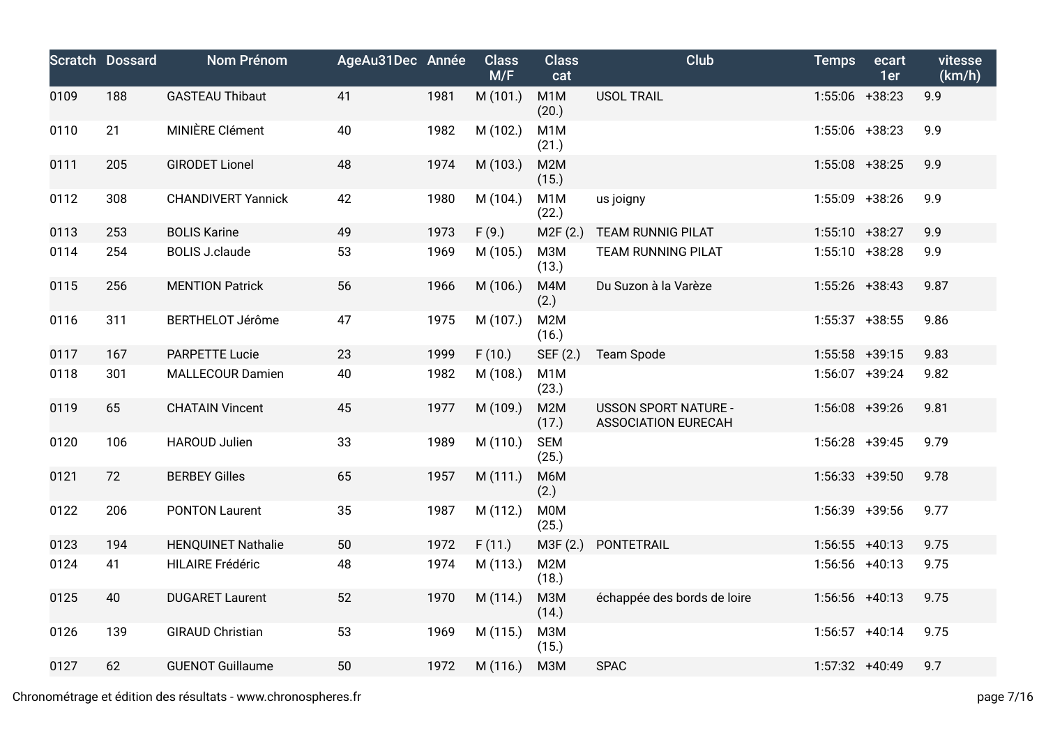| Scratch | Dossard | Nom Prénom | AgeAu31Dec | Année | Class M/F | Class cat | Club | Temps | ecart 1er | vitesse (km/h) |
|---|---|---|---|---|---|---|---|---|---|---|
| 0109 | 188 | GASTEAU Thibaut | 41 | 1981 | M (101.) | M1M (20.) | USOL TRAIL | 1:55:06 | +38:23 | 9.9 |
| 0110 | 21 | MINIÈRE Clément | 40 | 1982 | M (102.) | M1M (21.) | | 1:55:06 | +38:23 | 9.9 |
| 0111 | 205 | GIRODET Lionel | 48 | 1974 | M (103.) | M2M (15.) | | 1:55:08 | +38:25 | 9.9 |
| 0112 | 308 | CHANDIVERT Yannick | 42 | 1980 | M (104.) | M1M (22.) | us joigny | 1:55:09 | +38:26 | 9.9 |
| 0113 | 253 | BOLIS Karine | 49 | 1973 | F (9.) | M2F (2.) | TEAM RUNNIG PILAT | 1:55:10 | +38:27 | 9.9 |
| 0114 | 254 | BOLIS J.claude | 53 | 1969 | M (105.) | M3M (13.) | TEAM RUNNING PILAT | 1:55:10 | +38:28 | 9.9 |
| 0115 | 256 | MENTION Patrick | 56 | 1966 | M (106.) | M4M (2.) | Du Suzon à la Varèze | 1:55:26 | +38:43 | 9.87 |
| 0116 | 311 | BERTHELOT Jérôme | 47 | 1975 | M (107.) | M2M (16.) | | 1:55:37 | +38:55 | 9.86 |
| 0117 | 167 | PARPETTE Lucie | 23 | 1999 | F (10.) | SEF (2.) | Team Spode | 1:55:58 | +39:15 | 9.83 |
| 0118 | 301 | MALLECOUR Damien | 40 | 1982 | M (108.) | M1M (23.) | | 1:56:07 | +39:24 | 9.82 |
| 0119 | 65 | CHATAIN Vincent | 45 | 1977 | M (109.) | M2M (17.) | USSON SPORT NATURE - ASSOCIATION EURECAH | 1:56:08 | +39:26 | 9.81 |
| 0120 | 106 | HAROUD Julien | 33 | 1989 | M (110.) | SEM (25.) | | 1:56:28 | +39:45 | 9.79 |
| 0121 | 72 | BERBEY Gilles | 65 | 1957 | M (111.) | M6M (2.) | | 1:56:33 | +39:50 | 9.78 |
| 0122 | 206 | PONTON Laurent | 35 | 1987 | M (112.) | M0M (25.) | | 1:56:39 | +39:56 | 9.77 |
| 0123 | 194 | HENQUINET Nathalie | 50 | 1972 | F (11.) | M3F (2.) | PONTETRAIL | 1:56:55 | +40:13 | 9.75 |
| 0124 | 41 | HILAIRE Frédéric | 48 | 1974 | M (113.) | M2M (18.) | | 1:56:56 | +40:13 | 9.75 |
| 0125 | 40 | DUGARET Laurent | 52 | 1970 | M (114.) | M3M (14.) | échappée des bords de loire | 1:56:56 | +40:13 | 9.75 |
| 0126 | 139 | GIRAUD Christian | 53 | 1969 | M (115.) | M3M (15.) | | 1:56:57 | +40:14 | 9.75 |
| 0127 | 62 | GUENOT Guillaume | 50 | 1972 | M (116.) | M3M | SPAC | 1:57:32 | +40:49 | 9.7 |

Chronométrage et édition des résultats - www.chronospheres.fr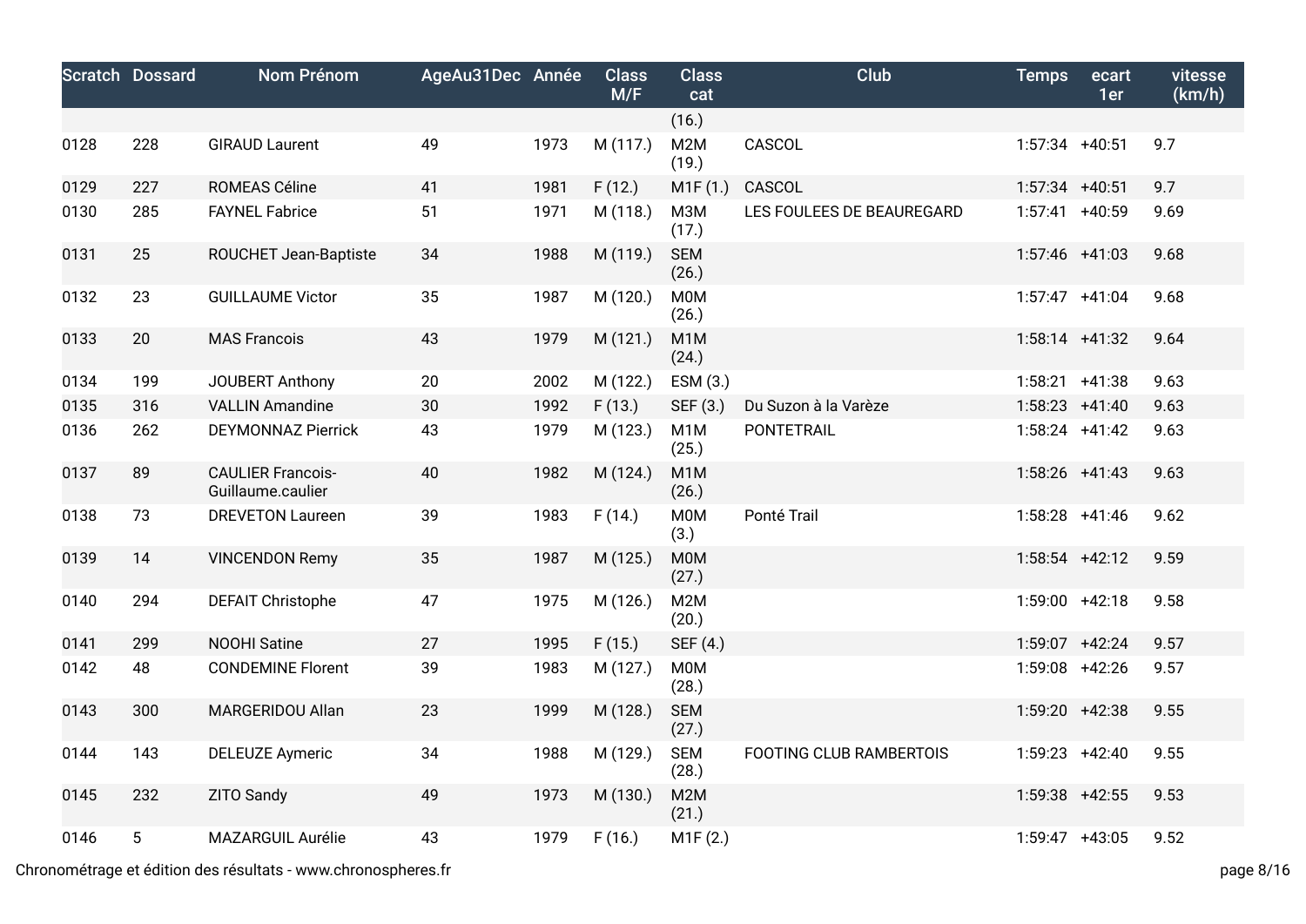| Scratch | Dossard | Nom Prénom | AgeAu31Dec | Année | Class M/F | Class cat | Club | Temps | ecart 1er | vitesse (km/h) |
|---|---|---|---|---|---|---|---|---|---|---|
| | | | | | | (16.) | | | | |
| 0128 | 228 | GIRAUD Laurent | 49 | 1973 | M (117.) | M2M (19.) | CASCOL | 1:57:34 | +40:51 | 9.7 |
| 0129 | 227 | ROMEAS Céline | 41 | 1981 | F (12.) | M1F (1.) | CASCOL | 1:57:34 | +40:51 | 9.7 |
| 0130 | 285 | FAYNEL Fabrice | 51 | 1971 | M (118.) | M3M (17.) | LES FOULEES DE BEAUREGARD | 1:57:41 | +40:59 | 9.69 |
| 0131 | 25 | ROUCHET Jean-Baptiste | 34 | 1988 | M (119.) | SEM (26.) | | 1:57:46 | +41:03 | 9.68 |
| 0132 | 23 | GUILLAUME Victor | 35 | 1987 | M (120.) | M0M (26.) | | 1:57:47 | +41:04 | 9.68 |
| 0133 | 20 | MAS Francois | 43 | 1979 | M (121.) | M1M (24.) | | 1:58:14 | +41:32 | 9.64 |
| 0134 | 199 | JOUBERT Anthony | 20 | 2002 | M (122.) | ESM (3.) | | 1:58:21 | +41:38 | 9.63 |
| 0135 | 316 | VALLIN Amandine | 30 | 1992 | F (13.) | SEF (3.) | Du Suzon à la Varèze | 1:58:23 | +41:40 | 9.63 |
| 0136 | 262 | DEYMONNAZ Pierrick | 43 | 1979 | M (123.) | M1M (25.) | PONTETRAIL | 1:58:24 | +41:42 | 9.63 |
| 0137 | 89 | CAULIER Francois-Guillaume.caulier | 40 | 1982 | M (124.) | M1M (26.) | | 1:58:26 | +41:43 | 9.63 |
| 0138 | 73 | DREVETON Laureen | 39 | 1983 | F (14.) | M0M (3.) | Ponté Trail | 1:58:28 | +41:46 | 9.62 |
| 0139 | 14 | VINCENDON Remy | 35 | 1987 | M (125.) | M0M (27.) | | 1:58:54 | +42:12 | 9.59 |
| 0140 | 294 | DEFAIT Christophe | 47 | 1975 | M (126.) | M2M (20.) | | 1:59:00 | +42:18 | 9.58 |
| 0141 | 299 | NOOHI Satine | 27 | 1995 | F (15.) | SEF (4.) | | 1:59:07 | +42:24 | 9.57 |
| 0142 | 48 | CONDEMINE Florent | 39 | 1983 | M (127.) | M0M (28.) | | 1:59:08 | +42:26 | 9.57 |
| 0143 | 300 | MARGERIDOU Allan | 23 | 1999 | M (128.) | SEM (27.) | | 1:59:20 | +42:38 | 9.55 |
| 0144 | 143 | DELEUZE Aymeric | 34 | 1988 | M (129.) | SEM (28.) | FOOTING CLUB RAMBERTOIS | 1:59:23 | +42:40 | 9.55 |
| 0145 | 232 | ZITO Sandy | 49 | 1973 | M (130.) | M2M (21.) | | 1:59:38 | +42:55 | 9.53 |
| 0146 | 5 | MAZARGUIL Aurélie | 43 | 1979 | F (16.) | M1F (2.) | | 1:59:47 | +43:05 | 9.52 |

Chronométrage et édition des résultats - www.chronospheres.fr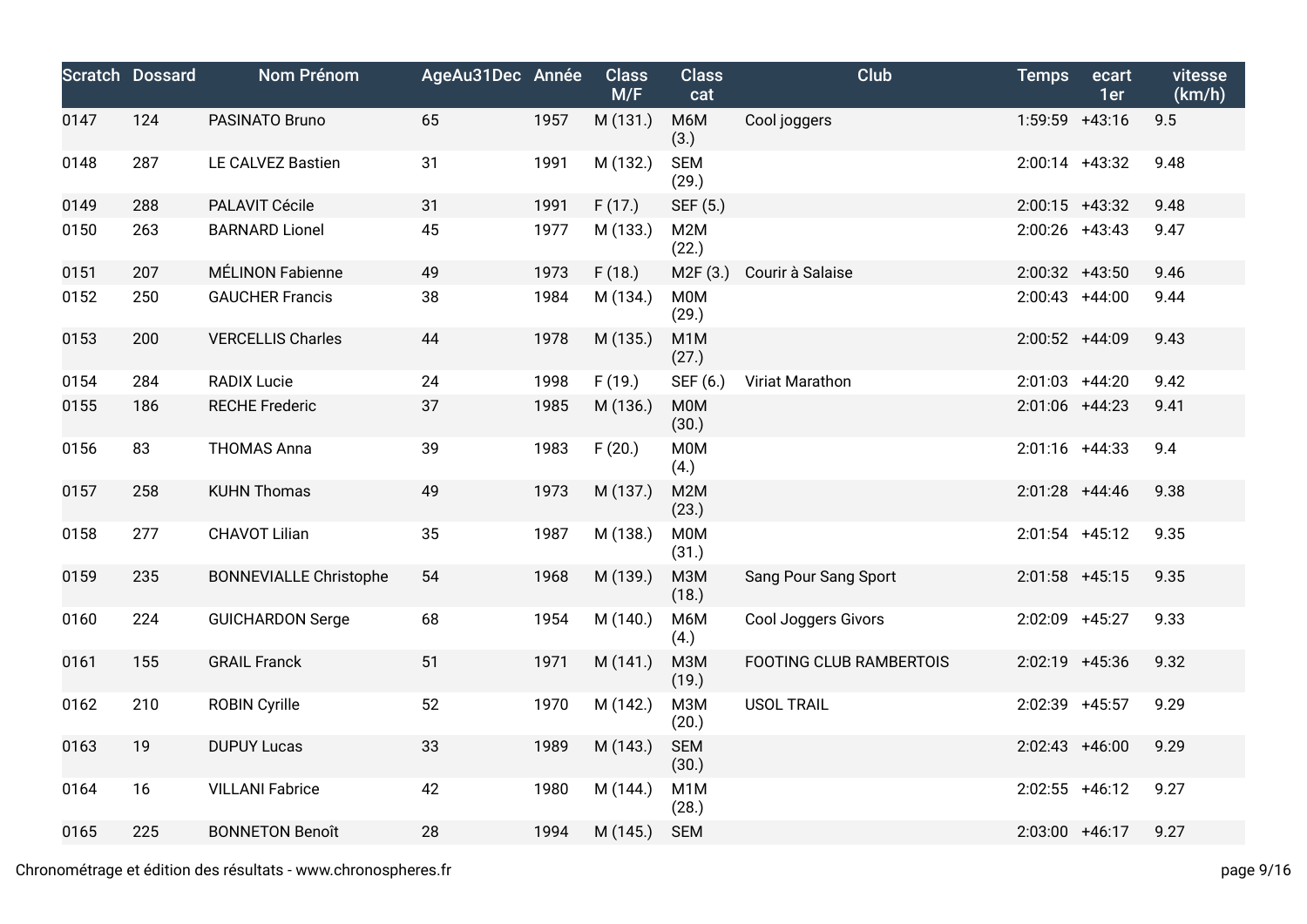| Scratch | Dossard | Nom Prénom | AgeAu31Dec | Année | Class M/F | Class cat | Club | Temps | ecart 1er | vitesse (km/h) |
|---|---|---|---|---|---|---|---|---|---|---|
| 0147 | 124 | PASINATO Bruno | 65 | 1957 | M (131.) | M6M (3.) | Cool joggers | 1:59:59 | +43:16 | 9.5 |
| 0148 | 287 | LE CALVEZ Bastien | 31 | 1991 | M (132.) | SEM (29.) | | 2:00:14 | +43:32 | 9.48 |
| 0149 | 288 | PALAVIT Cécile | 31 | 1991 | F (17.) | SEF (5.) | | 2:00:15 | +43:32 | 9.48 |
| 0150 | 263 | BARNARD Lionel | 45 | 1977 | M (133.) | M2M (22.) | | 2:00:26 | +43:43 | 9.47 |
| 0151 | 207 | MÉLINON Fabienne | 49 | 1973 | F (18.) | M2F (3.) | Courir à Salaise | 2:00:32 | +43:50 | 9.46 |
| 0152 | 250 | GAUCHER Francis | 38 | 1984 | M (134.) | M0M (29.) | | 2:00:43 | +44:00 | 9.44 |
| 0153 | 200 | VERCELLIS Charles | 44 | 1978 | M (135.) | M1M (27.) | | 2:00:52 | +44:09 | 9.43 |
| 0154 | 284 | RADIX Lucie | 24 | 1998 | F (19.) | SEF (6.) | Viriat Marathon | 2:01:03 | +44:20 | 9.42 |
| 0155 | 186 | RECHE Frederic | 37 | 1985 | M (136.) | M0M (30.) | | 2:01:06 | +44:23 | 9.41 |
| 0156 | 83 | THOMAS Anna | 39 | 1983 | F (20.) | M0M (4.) | | 2:01:16 | +44:33 | 9.4 |
| 0157 | 258 | KUHN Thomas | 49 | 1973 | M (137.) | M2M (23.) | | 2:01:28 | +44:46 | 9.38 |
| 0158 | 277 | CHAVOT Lilian | 35 | 1987 | M (138.) | M0M (31.) | | 2:01:54 | +45:12 | 9.35 |
| 0159 | 235 | BONNEVIALLE Christophe | 54 | 1968 | M (139.) | M3M (18.) | Sang Pour Sang Sport | 2:01:58 | +45:15 | 9.35 |
| 0160 | 224 | GUICHARDON Serge | 68 | 1954 | M (140.) | M6M (4.) | Cool Joggers Givors | 2:02:09 | +45:27 | 9.33 |
| 0161 | 155 | GRAIL Franck | 51 | 1971 | M (141.) | M3M (19.) | FOOTING CLUB RAMBERTOIS | 2:02:19 | +45:36 | 9.32 |
| 0162 | 210 | ROBIN Cyrille | 52 | 1970 | M (142.) | M3M (20.) | USOL TRAIL | 2:02:39 | +45:57 | 9.29 |
| 0163 | 19 | DUPUY Lucas | 33 | 1989 | M (143.) | SEM (30.) | | 2:02:43 | +46:00 | 9.29 |
| 0164 | 16 | VILLANI Fabrice | 42 | 1980 | M (144.) | M1M (28.) | | 2:02:55 | +46:12 | 9.27 |
| 0165 | 225 | BONNETON Benoît | 28 | 1994 | M (145.) | SEM | | 2:03:00 | +46:17 | 9.27 |

Chronométrage et édition des résultats - www.chronospheres.fr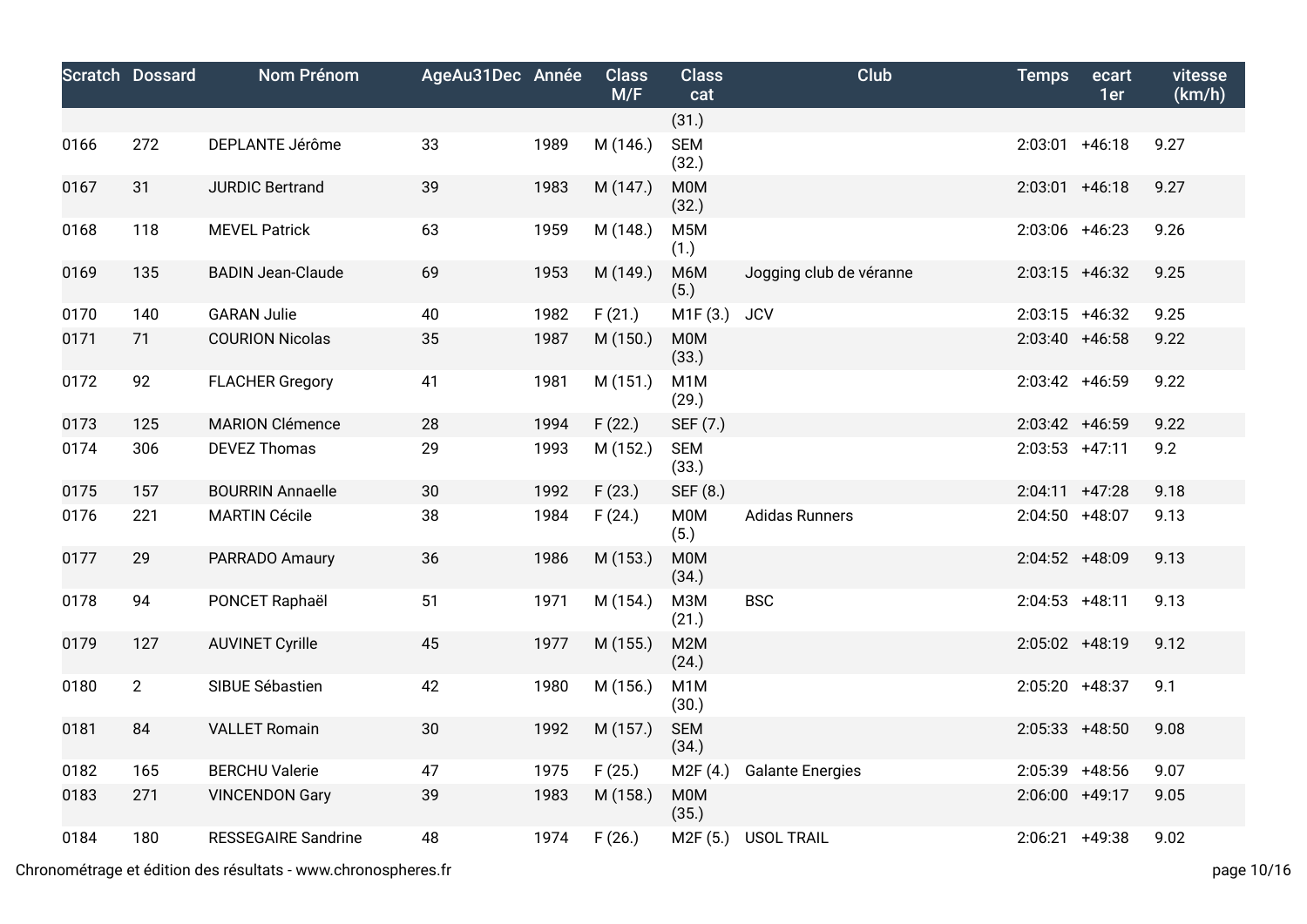| Scratch | Dossard | Nom Prénom | AgeAu31Dec | Année | Class M/F | Class cat | Club | Temps | ecart 1er | vitesse (km/h) |
|---|---|---|---|---|---|---|---|---|---|---|
| | | | | | | (31.) | | | | |
| 0166 | 272 | DEPLANTE Jérôme | 33 | 1989 | M (146.) | SEM (32.) | | 2:03:01 | +46:18 | 9.27 |
| 0167 | 31 | JURDIC Bertrand | 39 | 1983 | M (147.) | M0M (32.) | | 2:03:01 | +46:18 | 9.27 |
| 0168 | 118 | MEVEL Patrick | 63 | 1959 | M (148.) | M5M (1.) | | 2:03:06 | +46:23 | 9.26 |
| 0169 | 135 | BADIN Jean-Claude | 69 | 1953 | M (149.) | M6M (5.) | Jogging club de véranne | 2:03:15 | +46:32 | 9.25 |
| 0170 | 140 | GARAN Julie | 40 | 1982 | F (21.) | M1F (3.) | JCV | 2:03:15 | +46:32 | 9.25 |
| 0171 | 71 | COURION Nicolas | 35 | 1987 | M (150.) | M0M (33.) | | 2:03:40 | +46:58 | 9.22 |
| 0172 | 92 | FLACHER Gregory | 41 | 1981 | M (151.) | M1M (29.) | | 2:03:42 | +46:59 | 9.22 |
| 0173 | 125 | MARION Clémence | 28 | 1994 | F (22.) | SEF (7.) | | 2:03:42 | +46:59 | 9.22 |
| 0174 | 306 | DEVEZ Thomas | 29 | 1993 | M (152.) | SEM (33.) | | 2:03:53 | +47:11 | 9.2 |
| 0175 | 157 | BOURRIN Annaelle | 30 | 1992 | F (23.) | SEF (8.) | | 2:04:11 | +47:28 | 9.18 |
| 0176 | 221 | MARTIN Cécile | 38 | 1984 | F (24.) | M0M (5.) | Adidas Runners | 2:04:50 | +48:07 | 9.13 |
| 0177 | 29 | PARRADO Amaury | 36 | 1986 | M (153.) | M0M (34.) | | 2:04:52 | +48:09 | 9.13 |
| 0178 | 94 | PONCET Raphaël | 51 | 1971 | M (154.) | M3M (21.) | BSC | 2:04:53 | +48:11 | 9.13 |
| 0179 | 127 | AUVINET Cyrille | 45 | 1977 | M (155.) | M2M (24.) | | 2:05:02 | +48:19 | 9.12 |
| 0180 | 2 | SIBUE Sébastien | 42 | 1980 | M (156.) | M1M (30.) | | 2:05:20 | +48:37 | 9.1 |
| 0181 | 84 | VALLET Romain | 30 | 1992 | M (157.) | SEM (34.) | | 2:05:33 | +48:50 | 9.08 |
| 0182 | 165 | BERCHU Valerie | 47 | 1975 | F (25.) | M2F (4.) | Galante Energies | 2:05:39 | +48:56 | 9.07 |
| 0183 | 271 | VINCENDON Gary | 39 | 1983 | M (158.) | M0M (35.) | | 2:06:00 | +49:17 | 9.05 |
| 0184 | 180 | RESSEGAIRE Sandrine | 48 | 1974 | F (26.) | M2F (5.) | USOL TRAIL | 2:06:21 | +49:38 | 9.02 |

Chronométrage et édition des résultats - www.chronospheres.fr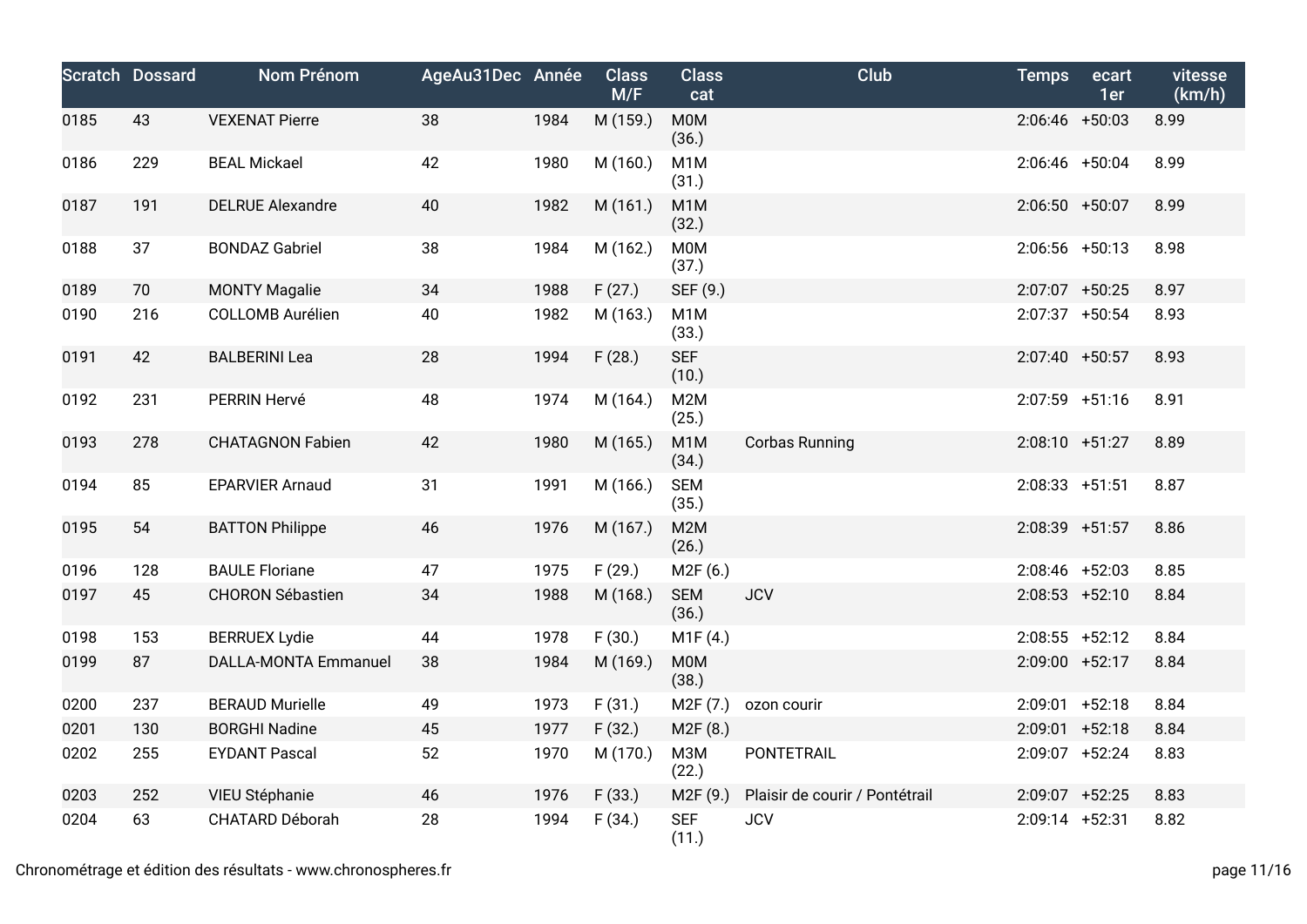| Scratch | Dossard | Nom Prénom | AgeAu31Dec | Année | Class M/F | Class cat | Club | Temps | ecart 1er | vitesse (km/h) |
|---|---|---|---|---|---|---|---|---|---|---|
| 0185 | 43 | VEXENAT Pierre | 38 | 1984 | M (159.) | M0M (36.) | | 2:06:46 | +50:03 | 8.99 |
| 0186 | 229 | BEAL Mickael | 42 | 1980 | M (160.) | M1M (31.) | | 2:06:46 | +50:04 | 8.99 |
| 0187 | 191 | DELRUE Alexandre | 40 | 1982 | M (161.) | M1M (32.) | | 2:06:50 | +50:07 | 8.99 |
| 0188 | 37 | BONDAZ Gabriel | 38 | 1984 | M (162.) | M0M (37.) | | 2:06:56 | +50:13 | 8.98 |
| 0189 | 70 | MONTY Magalie | 34 | 1988 | F (27.) | SEF (9.) | | 2:07:07 | +50:25 | 8.97 |
| 0190 | 216 | COLLOMB Aurélien | 40 | 1982 | M (163.) | M1M (33.) | | 2:07:37 | +50:54 | 8.93 |
| 0191 | 42 | BALBERINI Lea | 28 | 1994 | F (28.) | SEF (10.) | | 2:07:40 | +50:57 | 8.93 |
| 0192 | 231 | PERRIN Hervé | 48 | 1974 | M (164.) | M2M (25.) | | 2:07:59 | +51:16 | 8.91 |
| 0193 | 278 | CHATAGNON Fabien | 42 | 1980 | M (165.) | M1M (34.) | Corbas Running | 2:08:10 | +51:27 | 8.89 |
| 0194 | 85 | EPARVIER Arnaud | 31 | 1991 | M (166.) | SEM (35.) | | 2:08:33 | +51:51 | 8.87 |
| 0195 | 54 | BATTON Philippe | 46 | 1976 | M (167.) | M2M (26.) | | 2:08:39 | +51:57 | 8.86 |
| 0196 | 128 | BAULE Floriane | 47 | 1975 | F (29.) | M2F (6.) | | 2:08:46 | +52:03 | 8.85 |
| 0197 | 45 | CHORON Sébastien | 34 | 1988 | M (168.) | SEM (36.) | JCV | 2:08:53 | +52:10 | 8.84 |
| 0198 | 153 | BERRUEX Lydie | 44 | 1978 | F (30.) | M1F (4.) | | 2:08:55 | +52:12 | 8.84 |
| 0199 | 87 | DALLA-MONTA Emmanuel | 38 | 1984 | M (169.) | M0M (38.) | | 2:09:00 | +52:17 | 8.84 |
| 0200 | 237 | BERAUD Murielle | 49 | 1973 | F (31.) | M2F (7.) | ozon courir | 2:09:01 | +52:18 | 8.84 |
| 0201 | 130 | BORGHI Nadine | 45 | 1977 | F (32.) | M2F (8.) | | 2:09:01 | +52:18 | 8.84 |
| 0202 | 255 | EYDANT Pascal | 52 | 1970 | M (170.) | M3M (22.) | PONTETRAIL | 2:09:07 | +52:24 | 8.83 |
| 0203 | 252 | VIEU Stéphanie | 46 | 1976 | F (33.) | M2F (9.) | Plaisir de courir / Pontétrail | 2:09:07 | +52:25 | 8.83 |
| 0204 | 63 | CHATARD Déborah | 28 | 1994 | F (34.) | SEF (11.) | JCV | 2:09:14 | +52:31 | 8.82 |

Chronométrage et édition des résultats - www.chronospheres.fr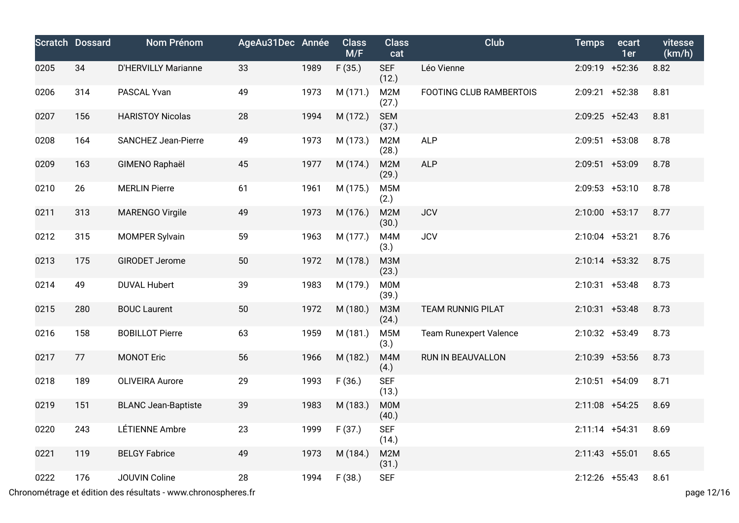| Scratch | Dossard | Nom Prénom | AgeAu31Dec | Année | Class M/F | Class cat | Club | Temps | ecart 1er | vitesse (km/h) |
|---|---|---|---|---|---|---|---|---|---|---|
| 0205 | 34 | D'HERVILLY Marianne | 33 | 1989 | F (35.) | SEF (12.) | Léo Vienne | 2:09:19 | +52:36 | 8.82 |
| 0206 | 314 | PASCAL Yvan | 49 | 1973 | M (171.) | M2M (27.) | FOOTING CLUB RAMBERTOIS | 2:09:21 | +52:38 | 8.81 |
| 0207 | 156 | HARISTOY Nicolas | 28 | 1994 | M (172.) | SEM (37.) | | 2:09:25 | +52:43 | 8.81 |
| 0208 | 164 | SANCHEZ Jean-Pierre | 49 | 1973 | M (173.) | M2M (28.) | ALP | 2:09:51 | +53:08 | 8.78 |
| 0209 | 163 | GIMENO Raphaël | 45 | 1977 | M (174.) | M2M (29.) | ALP | 2:09:51 | +53:09 | 8.78 |
| 0210 | 26 | MERLIN Pierre | 61 | 1961 | M (175.) | M5M (2.) | | 2:09:53 | +53:10 | 8.78 |
| 0211 | 313 | MARENGO Virgile | 49 | 1973 | M (176.) | M2M (30.) | JCV | 2:10:00 | +53:17 | 8.77 |
| 0212 | 315 | MOMPER Sylvain | 59 | 1963 | M (177.) | M4M (3.) | JCV | 2:10:04 | +53:21 | 8.76 |
| 0213 | 175 | GIRODET Jerome | 50 | 1972 | M (178.) | M3M (23.) | | 2:10:14 | +53:32 | 8.75 |
| 0214 | 49 | DUVAL Hubert | 39 | 1983 | M (179.) | M0M (39.) | | 2:10:31 | +53:48 | 8.73 |
| 0215 | 280 | BOUC Laurent | 50 | 1972 | M (180.) | M3M (24.) | TEAM RUNNIG PILAT | 2:10:31 | +53:48 | 8.73 |
| 0216 | 158 | BOBILLOT Pierre | 63 | 1959 | M (181.) | M5M (3.) | Team Runexpert Valence | 2:10:32 | +53:49 | 8.73 |
| 0217 | 77 | MONOT Eric | 56 | 1966 | M (182.) | M4M (4.) | RUN IN BEAUVALLON | 2:10:39 | +53:56 | 8.73 |
| 0218 | 189 | OLIVEIRA Aurore | 29 | 1993 | F (36.) | SEF (13.) | | 2:10:51 | +54:09 | 8.71 |
| 0219 | 151 | BLANC Jean-Baptiste | 39 | 1983 | M (183.) | M0M (40.) | | 2:11:08 | +54:25 | 8.69 |
| 0220 | 243 | LÉTIENNE Ambre | 23 | 1999 | F (37.) | SEF (14.) | | 2:11:14 | +54:31 | 8.69 |
| 0221 | 119 | BELGY Fabrice | 49 | 1973 | M (184.) | M2M (31.) | | 2:11:43 | +55:01 | 8.65 |
| 0222 | 176 | JOUVIN Coline | 28 | 1994 | F (38.) | SEF | | 2:12:26 | +55:43 | 8.61 |

Chronométrage et édition des résultats - www.chronospheres.fr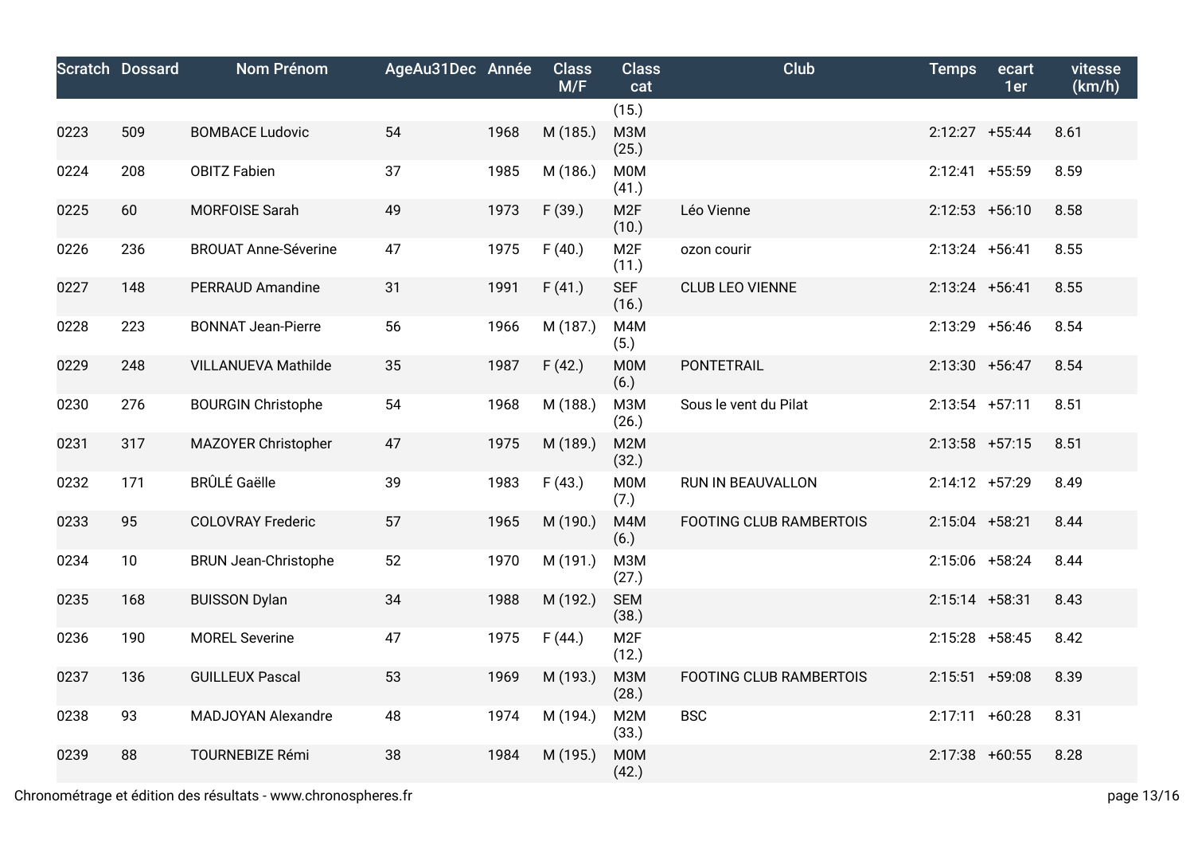| Scratch | Dossard | Nom Prénom | AgeAu31Dec | Année | Class M/F | Class cat | Club | Temps | ecart 1er | vitesse (km/h) |
|---|---|---|---|---|---|---|---|---|---|---|
| | | | | | | (15.) | | | | |
| 0223 | 509 | BOMBACE Ludovic | 54 | 1968 | M (185.) | M3M (25.) | | 2:12:27 | +55:44 | 8.61 |
| 0224 | 208 | OBITZ Fabien | 37 | 1985 | M (186.) | M0M (41.) | | 2:12:41 | +55:59 | 8.59 |
| 0225 | 60 | MORFOISE Sarah | 49 | 1973 | F (39.) | M2F (10.) | Léo Vienne | 2:12:53 | +56:10 | 8.58 |
| 0226 | 236 | BROUAT Anne-Séverine | 47 | 1975 | F (40.) | M2F (11.) | ozon courir | 2:13:24 | +56:41 | 8.55 |
| 0227 | 148 | PERRAUD Amandine | 31 | 1991 | F (41.) | SEF (16.) | CLUB LEO VIENNE | 2:13:24 | +56:41 | 8.55 |
| 0228 | 223 | BONNAT Jean-Pierre | 56 | 1966 | M (187.) | M4M (5.) | | 2:13:29 | +56:46 | 8.54 |
| 0229 | 248 | VILLANUEVA Mathilde | 35 | 1987 | F (42.) | M0M (6.) | PONTETRAIL | 2:13:30 | +56:47 | 8.54 |
| 0230 | 276 | BOURGIN Christophe | 54 | 1968 | M (188.) | M3M (26.) | Sous le vent du Pilat | 2:13:54 | +57:11 | 8.51 |
| 0231 | 317 | MAZOYER Christopher | 47 | 1975 | M (189.) | M2M (32.) | | 2:13:58 | +57:15 | 8.51 |
| 0232 | 171 | BRÛLÉ Gaëlle | 39 | 1983 | F (43.) | M0M (7.) | RUN IN BEAUVALLON | 2:14:12 | +57:29 | 8.49 |
| 0233 | 95 | COLOVRAY Frederic | 57 | 1965 | M (190.) | M4M (6.) | FOOTING CLUB RAMBERTOIS | 2:15:04 | +58:21 | 8.44 |
| 0234 | 10 | BRUN Jean-Christophe | 52 | 1970 | M (191.) | M3M (27.) | | 2:15:06 | +58:24 | 8.44 |
| 0235 | 168 | BUISSON Dylan | 34 | 1988 | M (192.) | SEM (38.) | | 2:15:14 | +58:31 | 8.43 |
| 0236 | 190 | MOREL Severine | 47 | 1975 | F (44.) | M2F (12.) | | 2:15:28 | +58:45 | 8.42 |
| 0237 | 136 | GUILLEUX Pascal | 53 | 1969 | M (193.) | M3M (28.) | FOOTING CLUB RAMBERTOIS | 2:15:51 | +59:08 | 8.39 |
| 0238 | 93 | MADJOYAN Alexandre | 48 | 1974 | M (194.) | M2M (33.) | BSC | 2:17:11 | +60:28 | 8.31 |
| 0239 | 88 | TOURNEBIZE Rémi | 38 | 1984 | M (195.) | M0M (42.) | | 2:17:38 | +60:55 | 8.28 |

Chronométrage et édition des résultats - www.chronospheres.fr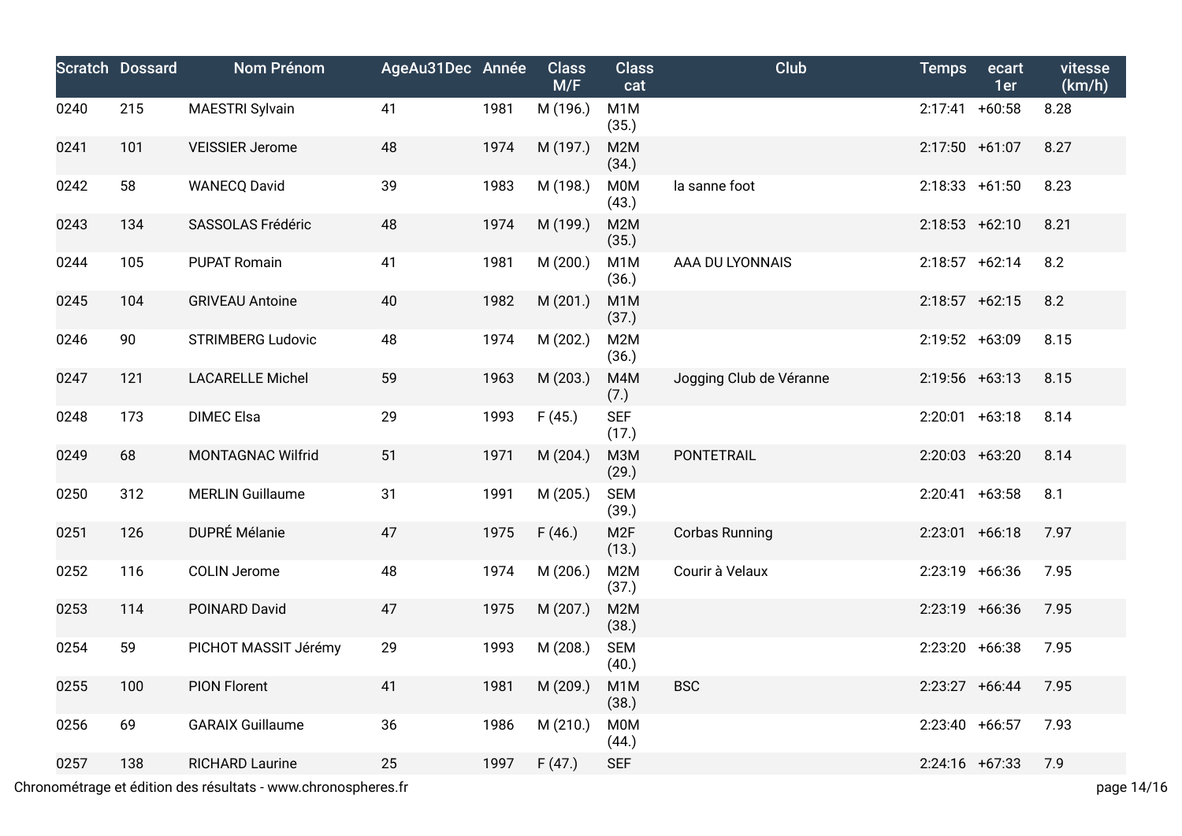| Scratch | Dossard | Nom Prénom | AgeAu31Dec | Année | Class M/F | Class cat | Club | Temps | ecart 1er | vitesse (km/h) |
|---|---|---|---|---|---|---|---|---|---|---|
| 0240 | 215 | MAESTRI Sylvain | 41 | 1981 | M (196.) | M1M (35.) | | 2:17:41 | +60:58 | 8.28 |
| 0241 | 101 | VEISSIER Jerome | 48 | 1974 | M (197.) | M2M (34.) | | 2:17:50 | +61:07 | 8.27 |
| 0242 | 58 | WANECQ David | 39 | 1983 | M (198.) | M0M (43.) | la sanne foot | 2:18:33 | +61:50 | 8.23 |
| 0243 | 134 | SASSOLAS Frédéric | 48 | 1974 | M (199.) | M2M (35.) | | 2:18:53 | +62:10 | 8.21 |
| 0244 | 105 | PUPAT Romain | 41 | 1981 | M (200.) | M1M (36.) | AAA DU LYONNAIS | 2:18:57 | +62:14 | 8.2 |
| 0245 | 104 | GRIVEAU Antoine | 40 | 1982 | M (201.) | M1M (37.) | | 2:18:57 | +62:15 | 8.2 |
| 0246 | 90 | STRIMBERG Ludovic | 48 | 1974 | M (202.) | M2M (36.) | | 2:19:52 | +63:09 | 8.15 |
| 0247 | 121 | LACARELLE Michel | 59 | 1963 | M (203.) | M4M (7.) | Jogging Club de Véranne | 2:19:56 | +63:13 | 8.15 |
| 0248 | 173 | DIMEC Elsa | 29 | 1993 | F (45.) | SEF (17.) | | 2:20:01 | +63:18 | 8.14 |
| 0249 | 68 | MONTAGNAC Wilfrid | 51 | 1971 | M (204.) | M3M (29.) | PONTETRAIL | 2:20:03 | +63:20 | 8.14 |
| 0250 | 312 | MERLIN Guillaume | 31 | 1991 | M (205.) | SEM (39.) | | 2:20:41 | +63:58 | 8.1 |
| 0251 | 126 | DUPRÉ Mélanie | 47 | 1975 | F (46.) | M2F (13.) | Corbas Running | 2:23:01 | +66:18 | 7.97 |
| 0252 | 116 | COLIN Jerome | 48 | 1974 | M (206.) | M2M (37.) | Courir à Velaux | 2:23:19 | +66:36 | 7.95 |
| 0253 | 114 | POINARD David | 47 | 1975 | M (207.) | M2M (38.) | | 2:23:19 | +66:36 | 7.95 |
| 0254 | 59 | PICHOT MASSIT Jérémy | 29 | 1993 | M (208.) | SEM (40.) | | 2:23:20 | +66:38 | 7.95 |
| 0255 | 100 | PION Florent | 41 | 1981 | M (209.) | M1M (38.) | BSC | 2:23:27 | +66:44 | 7.95 |
| 0256 | 69 | GARAIX Guillaume | 36 | 1986 | M (210.) | M0M (44.) | | 2:23:40 | +66:57 | 7.93 |
| 0257 | 138 | RICHARD Laurine | 25 | 1997 | F (47.) | SEF | | 2:24:16 | +67:33 | 7.9 |

Chronométrage et édition des résultats - www.chronospheres.fr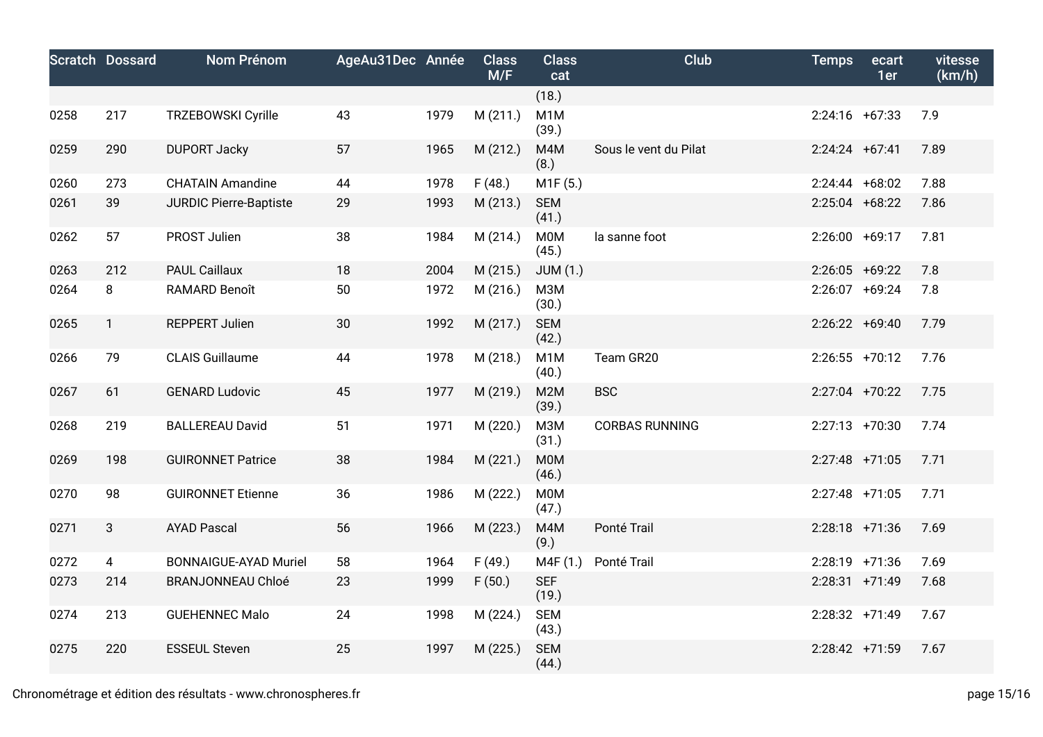| Scratch | Dossard | Nom Prénom | AgeAu31Dec | Année | Class M/F | Class cat | Club | Temps | ecart 1er | vitesse (km/h) |
|---|---|---|---|---|---|---|---|---|---|---|
| | | | | | | (18.) | | | | |
| 0258 | 217 | TRZEBOWSKI Cyrille | 43 | 1979 | M (211.) | M1M (39.) | | 2:24:16 | +67:33 | 7.9 |
| 0259 | 290 | DUPORT Jacky | 57 | 1965 | M (212.) | M4M (8.) | Sous le vent du Pilat | 2:24:24 | +67:41 | 7.89 |
| 0260 | 273 | CHATAIN Amandine | 44 | 1978 | F (48.) | M1F (5.) | | 2:24:44 | +68:02 | 7.88 |
| 0261 | 39 | JURDIC Pierre-Baptiste | 29 | 1993 | M (213.) | SEM (41.) | | 2:25:04 | +68:22 | 7.86 |
| 0262 | 57 | PROST Julien | 38 | 1984 | M (214.) | M0M (45.) | la sanne foot | 2:26:00 | +69:17 | 7.81 |
| 0263 | 212 | PAUL Caillaux | 18 | 2004 | M (215.) | JUM (1.) | | 2:26:05 | +69:22 | 7.8 |
| 0264 | 8 | RAMARD Benoît | 50 | 1972 | M (216.) | M3M (30.) | | 2:26:07 | +69:24 | 7.8 |
| 0265 | 1 | REPPERT Julien | 30 | 1992 | M (217.) | SEM (42.) | | 2:26:22 | +69:40 | 7.79 |
| 0266 | 79 | CLAIS Guillaume | 44 | 1978 | M (218.) | M1M (40.) | Team GR20 | 2:26:55 | +70:12 | 7.76 |
| 0267 | 61 | GENARD Ludovic | 45 | 1977 | M (219.) | M2M (39.) | BSC | 2:27:04 | +70:22 | 7.75 |
| 0268 | 219 | BALLEREAU David | 51 | 1971 | M (220.) | M3M (31.) | CORBAS RUNNING | 2:27:13 | +70:30 | 7.74 |
| 0269 | 198 | GUIRONNET Patrice | 38 | 1984 | M (221.) | M0M (46.) | | 2:27:48 | +71:05 | 7.71 |
| 0270 | 98 | GUIRONNET Etienne | 36 | 1986 | M (222.) | M0M (47.) | | 2:27:48 | +71:05 | 7.71 |
| 0271 | 3 | AYAD Pascal | 56 | 1966 | M (223.) | M4M (9.) | Ponté Trail | 2:28:18 | +71:36 | 7.69 |
| 0272 | 4 | BONNAIGUE-AYAD Muriel | 58 | 1964 | F (49.) | M4F (1.) | Ponté Trail | 2:28:19 | +71:36 | 7.69 |
| 0273 | 214 | BRANJONNEAU Chloé | 23 | 1999 | F (50.) | SEF (19.) | | 2:28:31 | +71:49 | 7.68 |
| 0274 | 213 | GUEHENNEC Malo | 24 | 1998 | M (224.) | SEM (43.) | | 2:28:32 | +71:49 | 7.67 |
| 0275 | 220 | ESSEUL Steven | 25 | 1997 | M (225.) | SEM (44.) | | 2:28:42 | +71:59 | 7.67 |

Chronométrage et édition des résultats - www.chronospheres.fr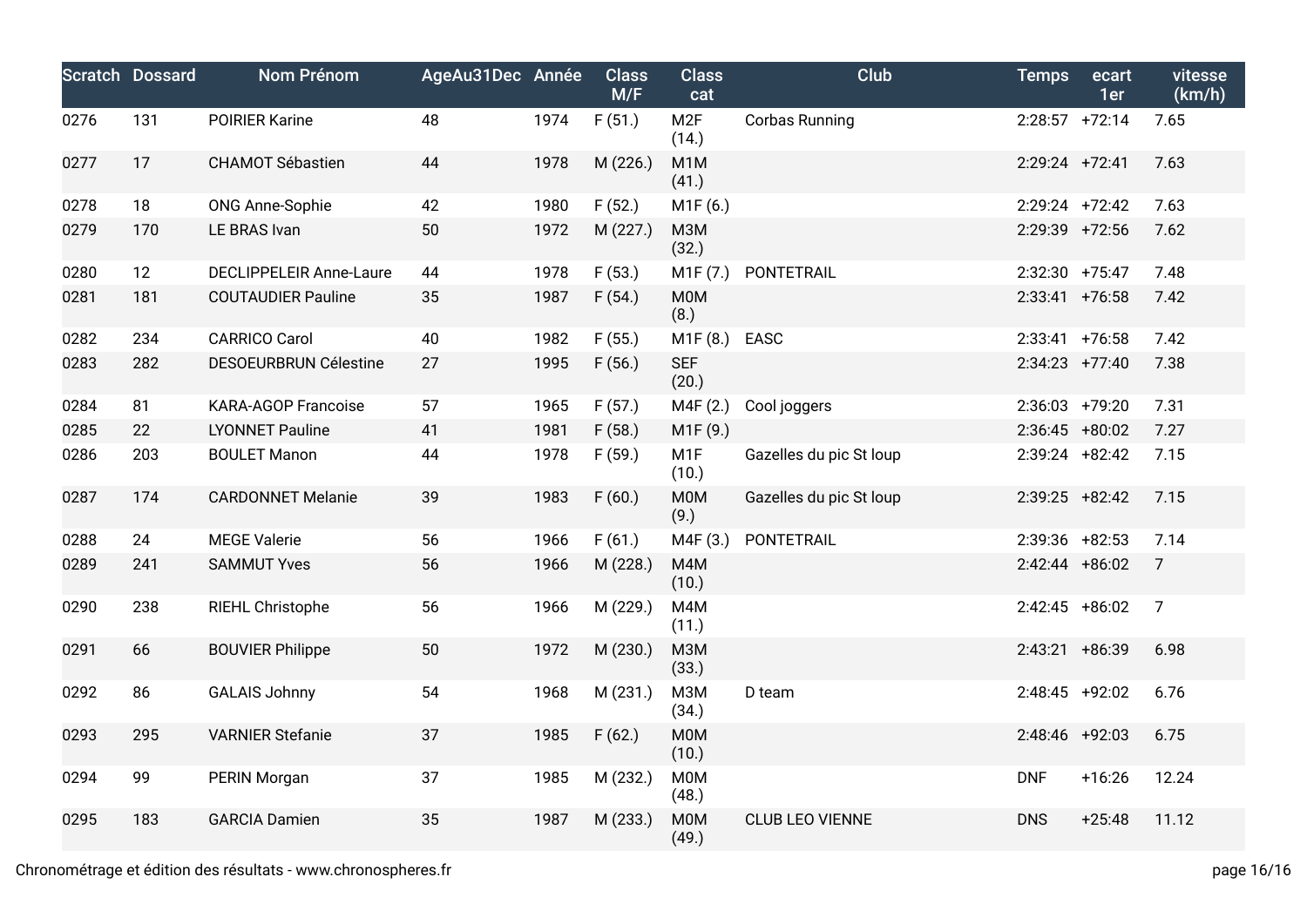| Scratch | Dossard | Nom Prénom | AgeAu31Dec | Année | Class M/F | Class cat | Club | Temps | ecart 1er | vitesse (km/h) |
|---|---|---|---|---|---|---|---|---|---|---|
| 0276 | 131 | POIRIER Karine | 48 | 1974 | F (51.) | M2F (14.) | Corbas Running | 2:28:57 | +72:14 | 7.65 |
| 0277 | 17 | CHAMOT Sébastien | 44 | 1978 | M (226.) | M1M (41.) | | 2:29:24 | +72:41 | 7.63 |
| 0278 | 18 | ONG Anne-Sophie | 42 | 1980 | F (52.) | M1F (6.) | | 2:29:24 | +72:42 | 7.63 |
| 0279 | 170 | LE BRAS Ivan | 50 | 1972 | M (227.) | M3M (32.) | | 2:29:39 | +72:56 | 7.62 |
| 0280 | 12 | DECLIPPELEIR Anne-Laure | 44 | 1978 | F (53.) | M1F (7.) | PONTETRAIL | 2:32:30 | +75:47 | 7.48 |
| 0281 | 181 | COUTAUDIER Pauline | 35 | 1987 | F (54.) | M0M (8.) | | 2:33:41 | +76:58 | 7.42 |
| 0282 | 234 | CARRICO Carol | 40 | 1982 | F (55.) | M1F (8.) | EASC | 2:33:41 | +76:58 | 7.42 |
| 0283 | 282 | DESOEURBRUN Célestine | 27 | 1995 | F (56.) | SEF (20.) | | 2:34:23 | +77:40 | 7.38 |
| 0284 | 81 | KARA-AGOP Francoise | 57 | 1965 | F (57.) | M4F (2.) | Cool joggers | 2:36:03 | +79:20 | 7.31 |
| 0285 | 22 | LYONNET Pauline | 41 | 1981 | F (58.) | M1F (9.) | | 2:36:45 | +80:02 | 7.27 |
| 0286 | 203 | BOULET Manon | 44 | 1978 | F (59.) | M1F (10.) | Gazelles du pic St loup | 2:39:24 | +82:42 | 7.15 |
| 0287 | 174 | CARDONNET Melanie | 39 | 1983 | F (60.) | M0M (9.) | Gazelles du pic St loup | 2:39:25 | +82:42 | 7.15 |
| 0288 | 24 | MEGE Valerie | 56 | 1966 | F (61.) | M4F (3.) | PONTETRAIL | 2:39:36 | +82:53 | 7.14 |
| 0289 | 241 | SAMMUT Yves | 56 | 1966 | M (228.) | M4M (10.) | | 2:42:44 | +86:02 | 7 |
| 0290 | 238 | RIEHL Christophe | 56 | 1966 | M (229.) | M4M (11.) | | 2:42:45 | +86:02 | 7 |
| 0291 | 66 | BOUVIER Philippe | 50 | 1972 | M (230.) | M3M (33.) | | 2:43:21 | +86:39 | 6.98 |
| 0292 | 86 | GALAIS Johnny | 54 | 1968 | M (231.) | M3M (34.) | D team | 2:48:45 | +92:02 | 6.76 |
| 0293 | 295 | VARNIER Stefanie | 37 | 1985 | F (62.) | M0M (10.) | | 2:48:46 | +92:03 | 6.75 |
| 0294 | 99 | PERIN Morgan | 37 | 1985 | M (232.) | M0M (48.) | | DNF | +16:26 | 12.24 |
| 0295 | 183 | GARCIA Damien | 35 | 1987 | M (233.) | M0M (49.) | CLUB LEO VIENNE | DNS | +25:48 | 11.12 |

Chronométrage et édition des résultats - www.chronospheres.fr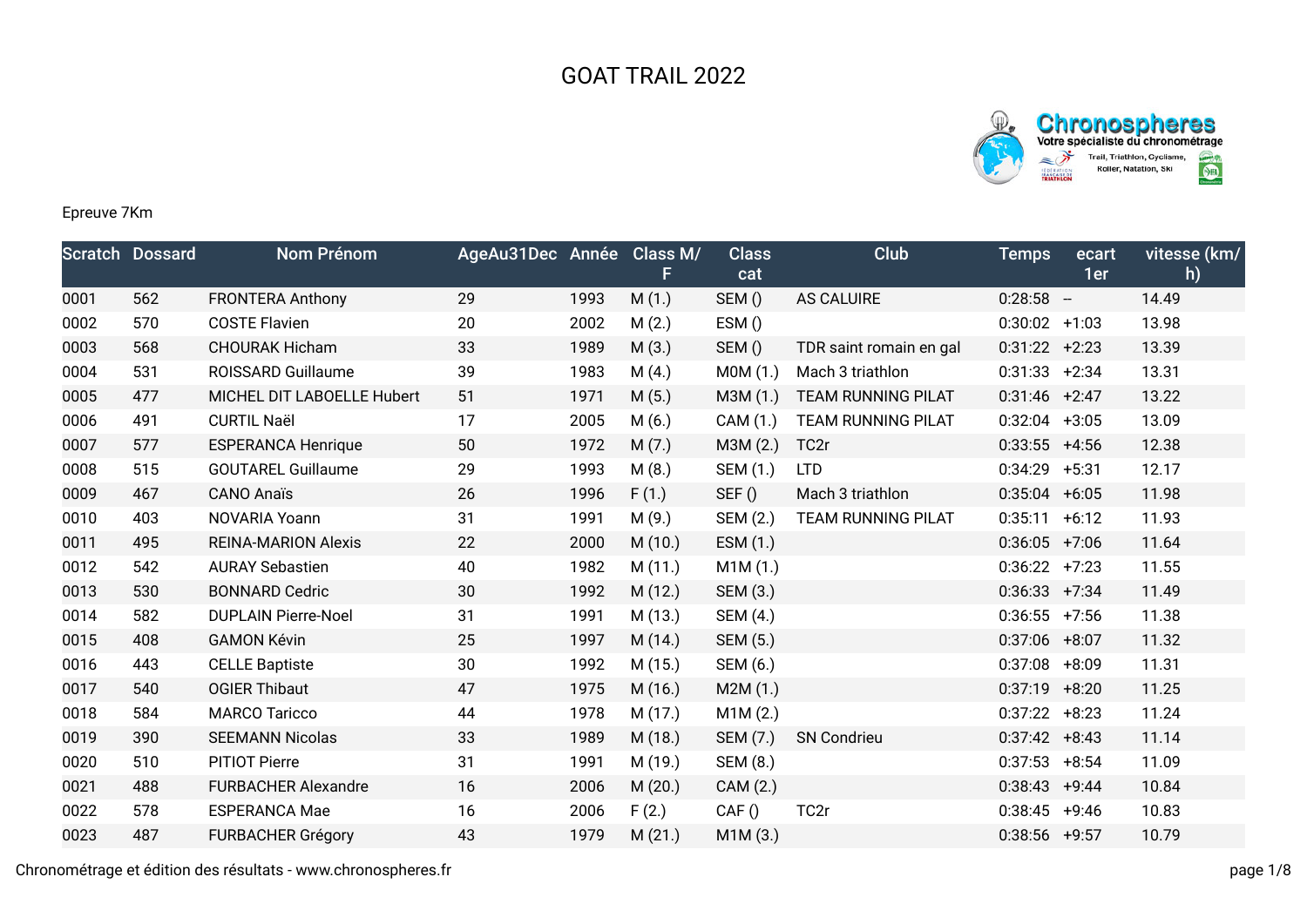# GOAT TRAIL 2022

Epreuve 7Km

| Scratch | Dossard | Nom Prénom | AgeAu31Dec | Année | Class M/F | Class cat | Club | Temps | ecart 1er | vitesse (km/h) |
|---|---|---|---|---|---|---|---|---|---|---|
| 0001 | 562 | FRONTERA Anthony | 29 | 1993 | M (1.) | SEM () | AS CALUIRE | 0:28:58 | -- | 14.49 |
| 0002 | 570 | COSTE Flavien | 20 | 2002 | M (2.) | ESM () | | 0:30:02 | +1:03 | 13.98 |
| 0003 | 568 | CHOURAK Hicham | 33 | 1989 | M (3.) | SEM () | TDR saint romain en gal | 0:31:22 | +2:23 | 13.39 |
| 0004 | 531 | ROISSARD Guillaume | 39 | 1983 | M (4.) | M0M (1.) | Mach 3 triathlon | 0:31:33 | +2:34 | 13.31 |
| 0005 | 477 | MICHEL DIT LABOELLE Hubert | 51 | 1971 | M (5.) | M3M (1.) | TEAM RUNNING PILAT | 0:31:46 | +2:47 | 13.22 |
| 0006 | 491 | CURTIL Naël | 17 | 2005 | M (6.) | CAM (1.) | TEAM RUNNING PILAT | 0:32:04 | +3:05 | 13.09 |
| 0007 | 577 | ESPERANCA Henrique | 50 | 1972 | M (7.) | M3M (2.) | TC2r | 0:33:55 | +4:56 | 12.38 |
| 0008 | 515 | GOUTAREL Guillaume | 29 | 1993 | M (8.) | SEM (1.) | LTD | 0:34:29 | +5:31 | 12.17 |
| 0009 | 467 | CANO Anaïs | 26 | 1996 | F (1.) | SEF () | Mach 3 triathlon | 0:35:04 | +6:05 | 11.98 |
| 0010 | 403 | NOVARIA Yoann | 31 | 1991 | M (9.) | SEM (2.) | TEAM RUNNING PILAT | 0:35:11 | +6:12 | 11.93 |
| 0011 | 495 | REINA-MARION Alexis | 22 | 2000 | M (10.) | ESM (1.) | | 0:36:05 | +7:06 | 11.64 |
| 0012 | 542 | AURAY Sebastien | 40 | 1982 | M (11.) | M1M (1.) | | 0:36:22 | +7:23 | 11.55 |
| 0013 | 530 | BONNARD Cedric | 30 | 1992 | M (12.) | SEM (3.) | | 0:36:33 | +7:34 | 11.49 |
| 0014 | 582 | DUPLAIN Pierre-Noel | 31 | 1991 | M (13.) | SEM (4.) | | 0:36:55 | +7:56 | 11.38 |
| 0015 | 408 | GAMON Kévin | 25 | 1997 | M (14.) | SEM (5.) | | 0:37:06 | +8:07 | 11.32 |
| 0016 | 443 | CELLE Baptiste | 30 | 1992 | M (15.) | SEM (6.) | | 0:37:08 | +8:09 | 11.31 |
| 0017 | 540 | OGIER Thibaut | 47 | 1975 | M (16.) | M2M (1.) | | 0:37:19 | +8:20 | 11.25 |
| 0018 | 584 | MARCO Taricco | 44 | 1978 | M (17.) | M1M (2.) | | 0:37:22 | +8:23 | 11.24 |
| 0019 | 390 | SEEMANN Nicolas | 33 | 1989 | M (18.) | SEM (7.) | SN Condrieu | 0:37:42 | +8:43 | 11.14 |
| 0020 | 510 | PITIOT Pierre | 31 | 1991 | M (19.) | SEM (8.) | | 0:37:53 | +8:54 | 11.09 |
| 0021 | 488 | FURBACHER Alexandre | 16 | 2006 | M (20.) | CAM (2.) | | 0:38:43 | +9:44 | 10.84 |
| 0022 | 578 | ESPERANCA Mae | 16 | 2006 | F (2.) | CAF () | TC2r | 0:38:45 | +9:46 | 10.83 |
| 0023 | 487 | FURBACHER Grégory | 43 | 1979 | M (21.) | M1M (3.) | | 0:38:56 | +9:57 | 10.79 |

Chronométrage et édition des résultats - www.chronospheres.fr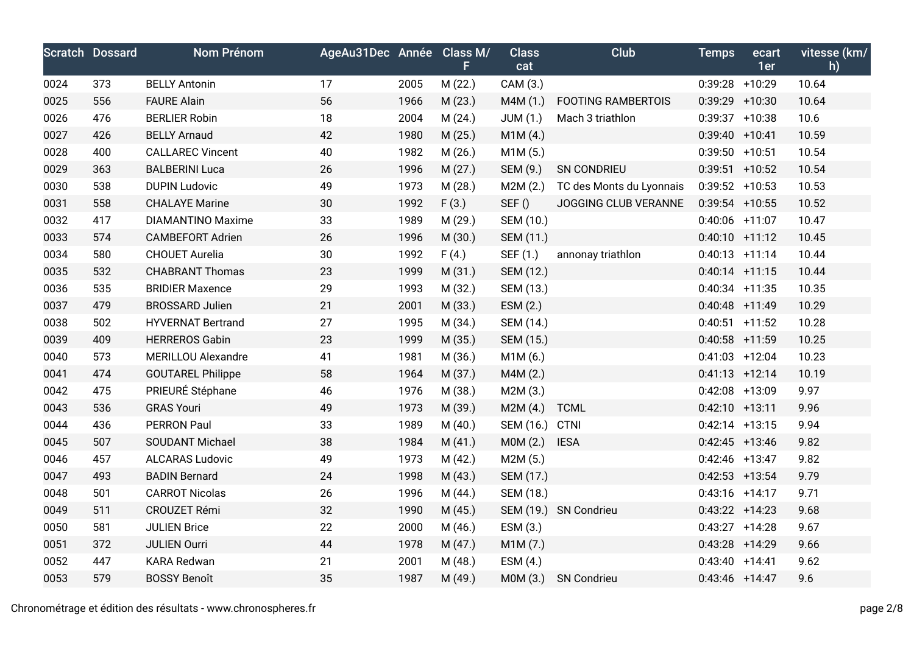| Scratch | Dossard | Nom Prénom | AgeAu31Dec | Année | Class M/F | Class cat | Club | Temps | ecart 1er | vitesse (km/h) |
|---|---|---|---|---|---|---|---|---|---|---|
| 0024 | 373 | BELLY Antonin | 17 | 2005 | M (22.) | CAM (3.) | | 0:39:28 | +10:29 | 10.64 |
| 0025 | 556 | FAURE Alain | 56 | 1966 | M (23.) | M4M (1.) | FOOTING RAMBERTOIS | 0:39:29 | +10:30 | 10.64 |
| 0026 | 476 | BERLIER Robin | 18 | 2004 | M (24.) | JUM (1.) | Mach 3 triathlon | 0:39:37 | +10:38 | 10.6 |
| 0027 | 426 | BELLY Arnaud | 42 | 1980 | M (25.) | M1M (4.) | | 0:39:40 | +10:41 | 10.59 |
| 0028 | 400 | CALLAREC Vincent | 40 | 1982 | M (26.) | M1M (5.) | | 0:39:50 | +10:51 | 10.54 |
| 0029 | 363 | BALBERINI Luca | 26 | 1996 | M (27.) | SEM (9.) | SN CONDRIEU | 0:39:51 | +10:52 | 10.54 |
| 0030 | 538 | DUPIN Ludovic | 49 | 1973 | M (28.) | M2M (2.) | TC des Monts du Lyonnais | 0:39:52 | +10:53 | 10.53 |
| 0031 | 558 | CHALAYE Marine | 30 | 1992 | F (3.) | SEF () | JOGGING CLUB VERANNE | 0:39:54 | +10:55 | 10.52 |
| 0032 | 417 | DIAMANTINO Maxime | 33 | 1989 | M (29.) | SEM (10.) | | 0:40:06 | +11:07 | 10.47 |
| 0033 | 574 | CAMBEFORT Adrien | 26 | 1996 | M (30.) | SEM (11.) | | 0:40:10 | +11:12 | 10.45 |
| 0034 | 580 | CHOUET Aurelia | 30 | 1992 | F (4.) | SEF (1.) | annonay triathlon | 0:40:13 | +11:14 | 10.44 |
| 0035 | 532 | CHABRANT Thomas | 23 | 1999 | M (31.) | SEM (12.) | | 0:40:14 | +11:15 | 10.44 |
| 0036 | 535 | BRIDIER Maxence | 29 | 1993 | M (32.) | SEM (13.) | | 0:40:34 | +11:35 | 10.35 |
| 0037 | 479 | BROSSARD Julien | 21 | 2001 | M (33.) | ESM (2.) | | 0:40:48 | +11:49 | 10.29 |
| 0038 | 502 | HYVERNAT Bertrand | 27 | 1995 | M (34.) | SEM (14.) | | 0:40:51 | +11:52 | 10.28 |
| 0039 | 409 | HERREROS Gabin | 23 | 1999 | M (35.) | SEM (15.) | | 0:40:58 | +11:59 | 10.25 |
| 0040 | 573 | MERILLOU Alexandre | 41 | 1981 | M (36.) | M1M (6.) | | 0:41:03 | +12:04 | 10.23 |
| 0041 | 474 | GOUTAREL Philippe | 58 | 1964 | M (37.) | M4M (2.) | | 0:41:13 | +12:14 | 10.19 |
| 0042 | 475 | PRIEURÉ Stéphane | 46 | 1976 | M (38.) | M2M (3.) | | 0:42:08 | +13:09 | 9.97 |
| 0043 | 536 | GRAS Youri | 49 | 1973 | M (39.) | M2M (4.) | TCML | 0:42:10 | +13:11 | 9.96 |
| 0044 | 436 | PERRON Paul | 33 | 1989 | M (40.) | SEM (16.) | CTNI | 0:42:14 | +13:15 | 9.94 |
| 0045 | 507 | SOUDANT Michael | 38 | 1984 | M (41.) | M0M (2.) | IESA | 0:42:45 | +13:46 | 9.82 |
| 0046 | 457 | ALCARAS Ludovic | 49 | 1973 | M (42.) | M2M (5.) | | 0:42:46 | +13:47 | 9.82 |
| 0047 | 493 | BADIN Bernard | 24 | 1998 | M (43.) | SEM (17.) | | 0:42:53 | +13:54 | 9.79 |
| 0048 | 501 | CARROT Nicolas | 26 | 1996 | M (44.) | SEM (18.) | | 0:43:16 | +14:17 | 9.71 |
| 0049 | 511 | CROUZET Rémi | 32 | 1990 | M (45.) | SEM (19.) | SN Condrieu | 0:43:22 | +14:23 | 9.68 |
| 0050 | 581 | JULIEN Brice | 22 | 2000 | M (46.) | ESM (3.) | | 0:43:27 | +14:28 | 9.67 |
| 0051 | 372 | JULIEN Ourri | 44 | 1978 | M (47.) | M1M (7.) | | 0:43:28 | +14:29 | 9.66 |
| 0052 | 447 | KARA Redwan | 21 | 2001 | M (48.) | ESM (4.) | | 0:43:40 | +14:41 | 9.62 |
| 0053 | 579 | BOSSY Benoît | 35 | 1987 | M (49.) | M0M (3.) | SN Condrieu | 0:43:46 | +14:47 | 9.6 |

Chronométrage et édition des résultats - www.chronospheres.fr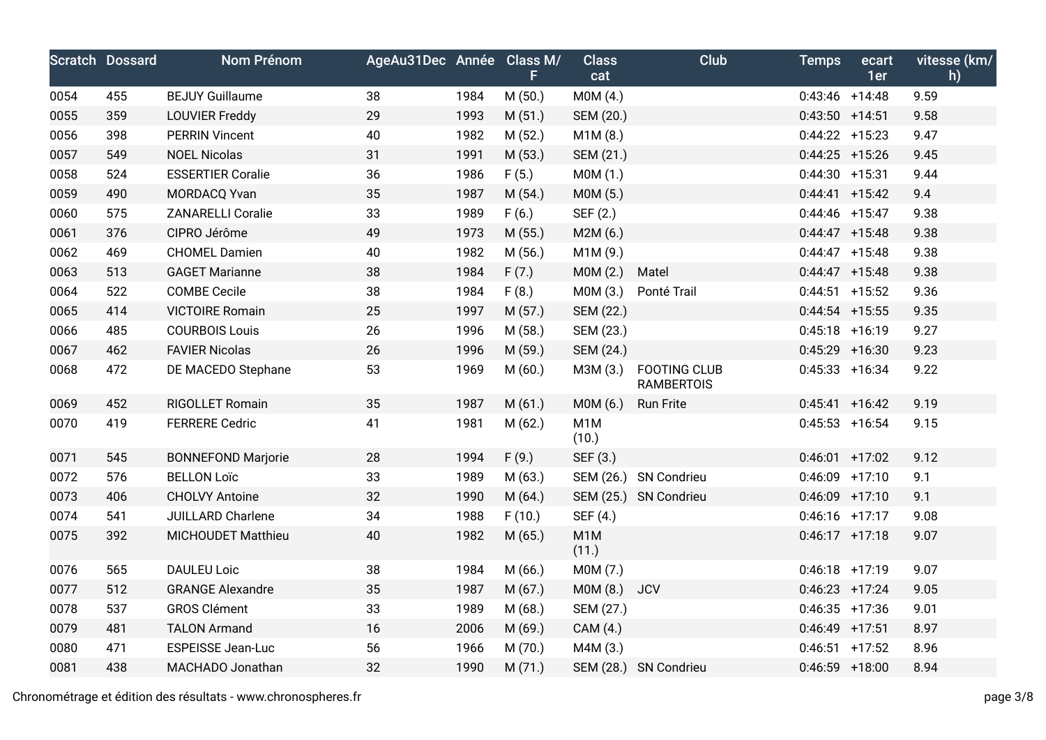| Scratch | Dossard | Nom Prénom | AgeAu31Dec | Année | Class M/F | Class cat | Club | Temps | ecart 1er | vitesse (km/h) |
|---|---|---|---|---|---|---|---|---|---|---|
| 0054 | 455 | BEJUY Guillaume | 38 | 1984 | M (50.) | M0M (4.) | | 0:43:46 | +14:48 | 9.59 |
| 0055 | 359 | LOUVIER Freddy | 29 | 1993 | M (51.) | SEM (20.) | | 0:43:50 | +14:51 | 9.58 |
| 0056 | 398 | PERRIN Vincent | 40 | 1982 | M (52.) | M1M (8.) | | 0:44:22 | +15:23 | 9.47 |
| 0057 | 549 | NOEL Nicolas | 31 | 1991 | M (53.) | SEM (21.) | | 0:44:25 | +15:26 | 9.45 |
| 0058 | 524 | ESSERTIER Coralie | 36 | 1986 | F (5.) | M0M (1.) | | 0:44:30 | +15:31 | 9.44 |
| 0059 | 490 | MORDACQ Yvan | 35 | 1987 | M (54.) | M0M (5.) | | 0:44:41 | +15:42 | 9.4 |
| 0060 | 575 | ZANARELLI Coralie | 33 | 1989 | F (6.) | SEF (2.) | | 0:44:46 | +15:47 | 9.38 |
| 0061 | 376 | CIPRO Jérôme | 49 | 1973 | M (55.) | M2M (6.) | | 0:44:47 | +15:48 | 9.38 |
| 0062 | 469 | CHOMEL Damien | 40 | 1982 | M (56.) | M1M (9.) | | 0:44:47 | +15:48 | 9.38 |
| 0063 | 513 | GAGET Marianne | 38 | 1984 | F (7.) | M0M (2.) | Matel | 0:44:47 | +15:48 | 9.38 |
| 0064 | 522 | COMBE Cecile | 38 | 1984 | F (8.) | M0M (3.) | Ponté Trail | 0:44:51 | +15:52 | 9.36 |
| 0065 | 414 | VICTOIRE Romain | 25 | 1997 | M (57.) | SEM (22.) | | 0:44:54 | +15:55 | 9.35 |
| 0066 | 485 | COURBOIS Louis | 26 | 1996 | M (58.) | SEM (23.) | | 0:45:18 | +16:19 | 9.27 |
| 0067 | 462 | FAVIER Nicolas | 26 | 1996 | M (59.) | SEM (24.) | | 0:45:29 | +16:30 | 9.23 |
| 0068 | 472 | DE MACEDO Stephane | 53 | 1969 | M (60.) | M3M (3.) | FOOTING CLUB RAMBERTOIS | 0:45:33 | +16:34 | 9.22 |
| 0069 | 452 | RIGOLLET Romain | 35 | 1987 | M (61.) | M0M (6.) | Run Frite | 0:45:41 | +16:42 | 9.19 |
| 0070 | 419 | FERRERE Cedric | 41 | 1981 | M (62.) | M1M (10.) | | 0:45:53 | +16:54 | 9.15 |
| 0071 | 545 | BONNEFOND Marjorie | 28 | 1994 | F (9.) | SEF (3.) | | 0:46:01 | +17:02 | 9.12 |
| 0072 | 576 | BELLON Loïc | 33 | 1989 | M (63.) | SEM (26.) | SN Condrieu | 0:46:09 | +17:10 | 9.1 |
| 0073 | 406 | CHOLVY Antoine | 32 | 1990 | M (64.) | SEM (25.) | SN Condrieu | 0:46:09 | +17:10 | 9.1 |
| 0074 | 541 | JUILLARD Charlene | 34 | 1988 | F (10.) | SEF (4.) | | 0:46:16 | +17:17 | 9.08 |
| 0075 | 392 | MICHOUDET Matthieu | 40 | 1982 | M (65.) | M1M (11.) | | 0:46:17 | +17:18 | 9.07 |
| 0076 | 565 | DAULEU Loic | 38 | 1984 | M (66.) | M0M (7.) | | 0:46:18 | +17:19 | 9.07 |
| 0077 | 512 | GRANGE Alexandre | 35 | 1987 | M (67.) | M0M (8.) | JCV | 0:46:23 | +17:24 | 9.05 |
| 0078 | 537 | GROS Clément | 33 | 1989 | M (68.) | SEM (27.) | | 0:46:35 | +17:36 | 9.01 |
| 0079 | 481 | TALON Armand | 16 | 2006 | M (69.) | CAM (4.) | | 0:46:49 | +17:51 | 8.97 |
| 0080 | 471 | ESPEISSE Jean-Luc | 56 | 1966 | M (70.) | M4M (3.) | | 0:46:51 | +17:52 | 8.96 |
| 0081 | 438 | MACHADO Jonathan | 32 | 1990 | M (71.) | SEM (28.) | SN Condrieu | 0:46:59 | +18:00 | 8.94 |

Chronométrage et édition des résultats - www.chronospheres.fr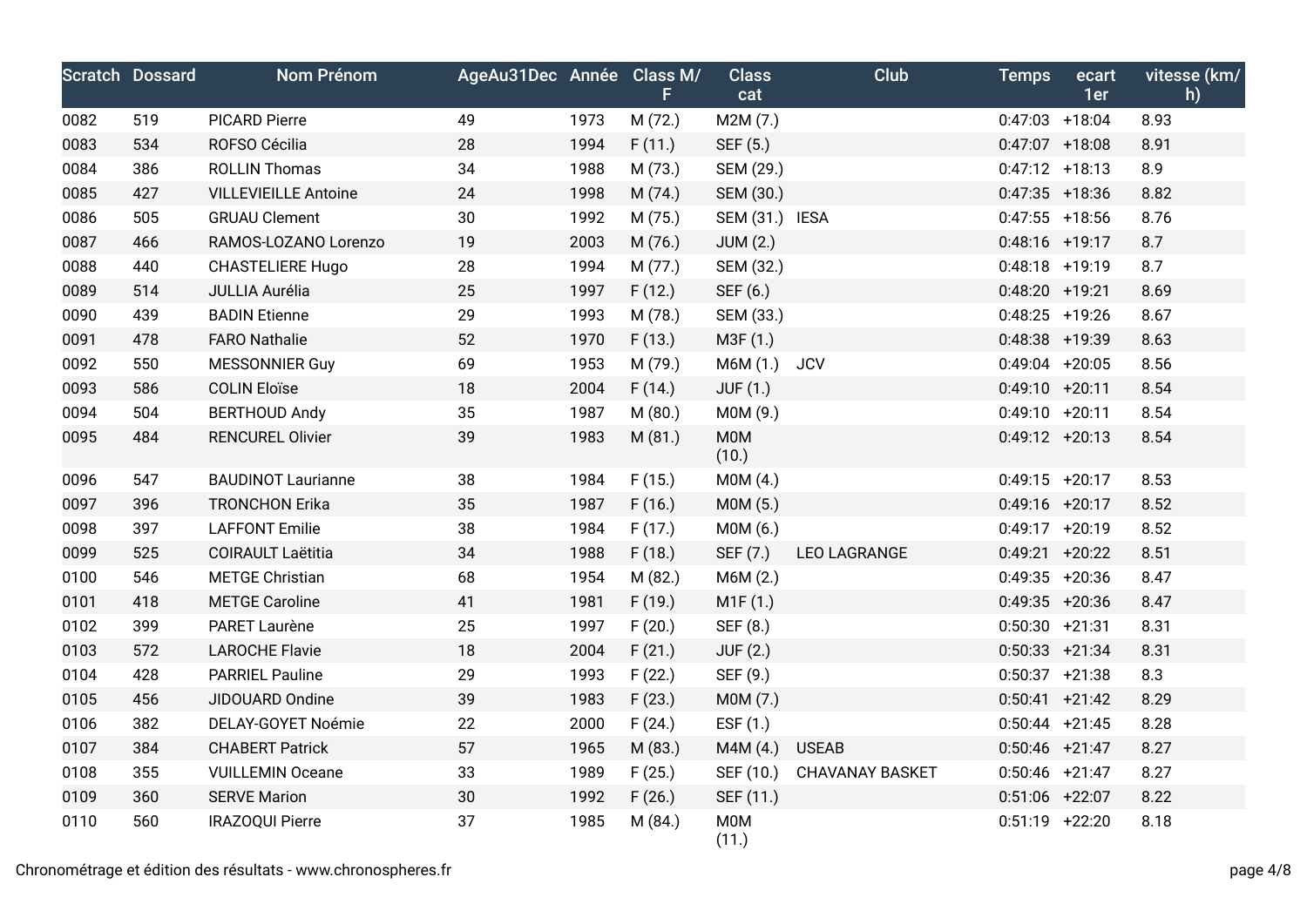| Scratch | Dossard | Nom Prénom | AgeAu31Dec | Année | Class M/F | Class cat | Club | Temps | ecart 1er | vitesse (km/h) |
|---|---|---|---|---|---|---|---|---|---|---|
| 0082 | 519 | PICARD Pierre | 49 | 1973 | M (72.) | M2M (7.) | | 0:47:03 | +18:04 | 8.93 |
| 0083 | 534 | ROFSO Cécilia | 28 | 1994 | F (11.) | SEF (5.) | | 0:47:07 | +18:08 | 8.91 |
| 0084 | 386 | ROLLIN Thomas | 34 | 1988 | M (73.) | SEM (29.) | | 0:47:12 | +18:13 | 8.9 |
| 0085 | 427 | VILLEVIEILLE Antoine | 24 | 1998 | M (74.) | SEM (30.) | | 0:47:35 | +18:36 | 8.82 |
| 0086 | 505 | GRUAU Clement | 30 | 1992 | M (75.) | SEM (31.) | IESA | 0:47:55 | +18:56 | 8.76 |
| 0087 | 466 | RAMOS-LOZANO Lorenzo | 19 | 2003 | M (76.) | JUM (2.) | | 0:48:16 | +19:17 | 8.7 |
| 0088 | 440 | CHASTELIERE Hugo | 28 | 1994 | M (77.) | SEM (32.) | | 0:48:18 | +19:19 | 8.7 |
| 0089 | 514 | JULLIA Aurélia | 25 | 1997 | F (12.) | SEF (6.) | | 0:48:20 | +19:21 | 8.69 |
| 0090 | 439 | BADIN Etienne | 29 | 1993 | M (78.) | SEM (33.) | | 0:48:25 | +19:26 | 8.67 |
| 0091 | 478 | FARO Nathalie | 52 | 1970 | F (13.) | M3F (1.) | | 0:48:38 | +19:39 | 8.63 |
| 0092 | 550 | MESSONNIER Guy | 69 | 1953 | M (79.) | M6M (1.) | JCV | 0:49:04 | +20:05 | 8.56 |
| 0093 | 586 | COLIN Eloïse | 18 | 2004 | F (14.) | JUF (1.) | | 0:49:10 | +20:11 | 8.54 |
| 0094 | 504 | BERTHOUD Andy | 35 | 1987 | M (80.) | M0M (9.) | | 0:49:10 | +20:11 | 8.54 |
| 0095 | 484 | RENCUREL Olivier | 39 | 1983 | M (81.) | M0M (10.) | | 0:49:12 | +20:13 | 8.54 |
| 0096 | 547 | BAUDINOT Laurianne | 38 | 1984 | F (15.) | M0M (4.) | | 0:49:15 | +20:17 | 8.53 |
| 0097 | 396 | TRONCHON Erika | 35 | 1987 | F (16.) | M0M (5.) | | 0:49:16 | +20:17 | 8.52 |
| 0098 | 397 | LAFFONT Emilie | 38 | 1984 | F (17.) | M0M (6.) | | 0:49:17 | +20:19 | 8.52 |
| 0099 | 525 | COIRAULT Laëtitia | 34 | 1988 | F (18.) | SEF (7.) | LEO LAGRANGE | 0:49:21 | +20:22 | 8.51 |
| 0100 | 546 | METGE Christian | 68 | 1954 | M (82.) | M6M (2.) | | 0:49:35 | +20:36 | 8.47 |
| 0101 | 418 | METGE Caroline | 41 | 1981 | F (19.) | M1F (1.) | | 0:49:35 | +20:36 | 8.47 |
| 0102 | 399 | PARET Laurène | 25 | 1997 | F (20.) | SEF (8.) | | 0:50:30 | +21:31 | 8.31 |
| 0103 | 572 | LAROCHE Flavie | 18 | 2004 | F (21.) | JUF (2.) | | 0:50:33 | +21:34 | 8.31 |
| 0104 | 428 | PARRIEL Pauline | 29 | 1993 | F (22.) | SEF (9.) | | 0:50:37 | +21:38 | 8.3 |
| 0105 | 456 | JIDOUARD Ondine | 39 | 1983 | F (23.) | M0M (7.) | | 0:50:41 | +21:42 | 8.29 |
| 0106 | 382 | DELAY-GOYET Noémie | 22 | 2000 | F (24.) | ESF (1.) | | 0:50:44 | +21:45 | 8.28 |
| 0107 | 384 | CHABERT Patrick | 57 | 1965 | M (83.) | M4M (4.) | USEAB | 0:50:46 | +21:47 | 8.27 |
| 0108 | 355 | VUILLEMIN Oceane | 33 | 1989 | F (25.) | SEF (10.) | CHAVANAY BASKET | 0:50:46 | +21:47 | 8.27 |
| 0109 | 360 | SERVE Marion | 30 | 1992 | F (26.) | SEF (11.) | | 0:51:06 | +22:07 | 8.22 |
| 0110 | 560 | IRAZOQUI Pierre | 37 | 1985 | M (84.) | M0M (11.) | | 0:51:19 | +22:20 | 8.18 |

Chronométrage et édition des résultats - www.chronospheres.fr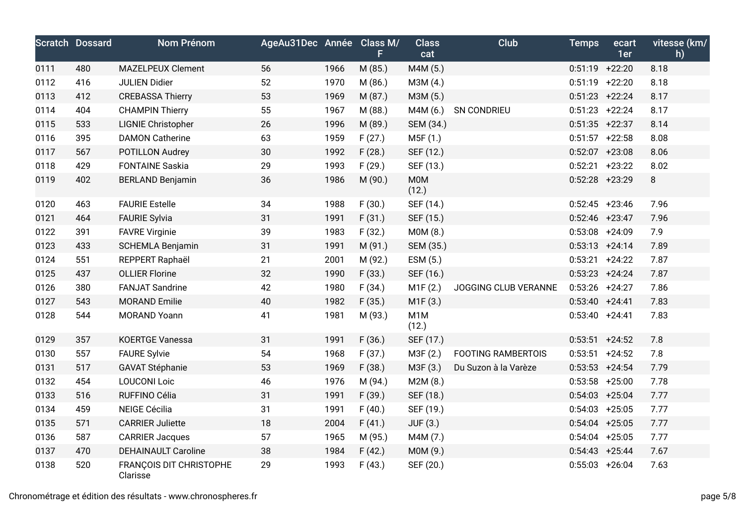| Scratch | Dossard | Nom Prénom | AgeAu31Dec | Année | Class M/F | Class cat | Club | Temps | ecart 1er | vitesse (km/h) |
|---|---|---|---|---|---|---|---|---|---|---|
| 0111 | 480 | MAZELPEUX Clement | 56 | 1966 | M (85.) | M4M (5.) | | 0:51:19 | +22:20 | 8.18 |
| 0112 | 416 | JULIEN Didier | 52 | 1970 | M (86.) | M3M (4.) | | 0:51:19 | +22:20 | 8.18 |
| 0113 | 412 | CREBASSA Thierry | 53 | 1969 | M (87.) | M3M (5.) | | 0:51:23 | +22:24 | 8.17 |
| 0114 | 404 | CHAMPIN Thierry | 55 | 1967 | M (88.) | M4M (6.) | SN CONDRIEU | 0:51:23 | +22:24 | 8.17 |
| 0115 | 533 | LIGNIE Christopher | 26 | 1996 | M (89.) | SEM (34.) | | 0:51:35 | +22:37 | 8.14 |
| 0116 | 395 | DAMON Catherine | 63 | 1959 | F (27.) | M5F (1.) | | 0:51:57 | +22:58 | 8.08 |
| 0117 | 567 | POTILLON Audrey | 30 | 1992 | F (28.) | SEF (12.) | | 0:52:07 | +23:08 | 8.06 |
| 0118 | 429 | FONTAINE Saskia | 29 | 1993 | F (29.) | SEF (13.) | | 0:52:21 | +23:22 | 8.02 |
| 0119 | 402 | BERLAND Benjamin | 36 | 1986 | M (90.) | M0M (12.) | | 0:52:28 | +23:29 | 8 |
| 0120 | 463 | FAURIE Estelle | 34 | 1988 | F (30.) | SEF (14.) | | 0:52:45 | +23:46 | 7.96 |
| 0121 | 464 | FAURIE Sylvia | 31 | 1991 | F (31.) | SEF (15.) | | 0:52:46 | +23:47 | 7.96 |
| 0122 | 391 | FAVRE Virginie | 39 | 1983 | F (32.) | M0M (8.) | | 0:53:08 | +24:09 | 7.9 |
| 0123 | 433 | SCHEMLA Benjamin | 31 | 1991 | M (91.) | SEM (35.) | | 0:53:13 | +24:14 | 7.89 |
| 0124 | 551 | REPPERT Raphaël | 21 | 2001 | M (92.) | ESM (5.) | | 0:53:21 | +24:22 | 7.87 |
| 0125 | 437 | OLLIER Florine | 32 | 1990 | F (33.) | SEF (16.) | | 0:53:23 | +24:24 | 7.87 |
| 0126 | 380 | FANJAT Sandrine | 42 | 1980 | F (34.) | M1F (2.) | JOGGING CLUB VERANNE | 0:53:26 | +24:27 | 7.86 |
| 0127 | 543 | MORAND Emilie | 40 | 1982 | F (35.) | M1F (3.) | | 0:53:40 | +24:41 | 7.83 |
| 0128 | 544 | MORAND Yoann | 41 | 1981 | M (93.) | M1M (12.) | | 0:53:40 | +24:41 | 7.83 |
| 0129 | 357 | KOERTGE Vanessa | 31 | 1991 | F (36.) | SEF (17.) | | 0:53:51 | +24:52 | 7.8 |
| 0130 | 557 | FAURE Sylvie | 54 | 1968 | F (37.) | M3F (2.) | FOOTING RAMBERTOIS | 0:53:51 | +24:52 | 7.8 |
| 0131 | 517 | GAVAT Stéphanie | 53 | 1969 | F (38.) | M3F (3.) | Du Suzon à la Varèze | 0:53:53 | +24:54 | 7.79 |
| 0132 | 454 | LOUCONI Loic | 46 | 1976 | M (94.) | M2M (8.) | | 0:53:58 | +25:00 | 7.78 |
| 0133 | 516 | RUFFINO Célia | 31 | 1991 | F (39.) | SEF (18.) | | 0:54:03 | +25:04 | 7.77 |
| 0134 | 459 | NEIGE Cécilia | 31 | 1991 | F (40.) | SEF (19.) | | 0:54:03 | +25:05 | 7.77 |
| 0135 | 571 | CARRIER Juliette | 18 | 2004 | F (41.) | JUF (3.) | | 0:54:04 | +25:05 | 7.77 |
| 0136 | 587 | CARRIER Jacques | 57 | 1965 | M (95.) | M4M (7.) | | 0:54:04 | +25:05 | 7.77 |
| 0137 | 470 | DEHAINAULT Caroline | 38 | 1984 | F (42.) | M0M (9.) | | 0:54:43 | +25:44 | 7.67 |
| 0138 | 520 | FRANÇOIS DIT CHRISTOPHE Clarisse | 29 | 1993 | F (43.) | SEF (20.) | | 0:55:03 | +26:04 | 7.63 |

Chronométrage et édition des résultats - www.chronospheres.fr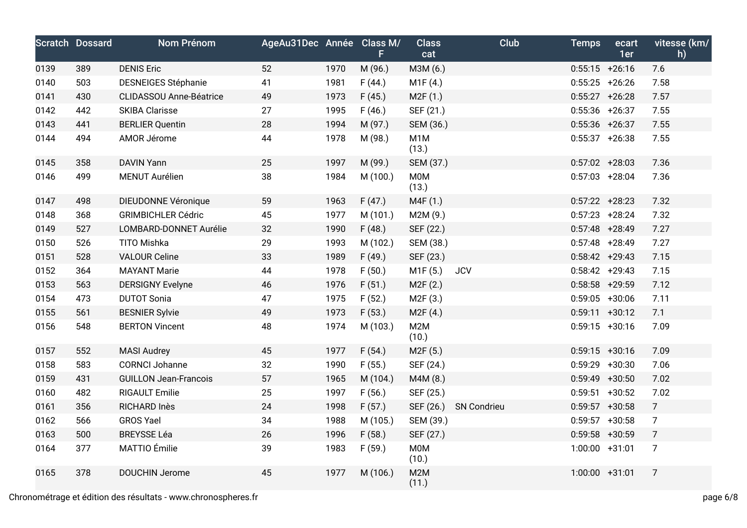| Scratch | Dossard | Nom Prénom | AgeAu31Dec | Année | Class M/F | Class cat | Club | Temps | ecart 1er | vitesse (km/h) |
|---|---|---|---|---|---|---|---|---|---|---|
| 0139 | 389 | DENIS Eric | 52 | 1970 | M (96.) | M3M (6.) | | 0:55:15 | +26:16 | 7.6 |
| 0140 | 503 | DESNEIGES Stéphanie | 41 | 1981 | F (44.) | M1F (4.) | | 0:55:25 | +26:26 | 7.58 |
| 0141 | 430 | CLIDASSOU Anne-Béatrice | 49 | 1973 | F (45.) | M2F (1.) | | 0:55:27 | +26:28 | 7.57 |
| 0142 | 442 | SKIBA Clarisse | 27 | 1995 | F (46.) | SEF (21.) | | 0:55:36 | +26:37 | 7.55 |
| 0143 | 441 | BERLIER Quentin | 28 | 1994 | M (97.) | SEM (36.) | | 0:55:36 | +26:37 | 7.55 |
| 0144 | 494 | AMOR Jérome | 44 | 1978 | M (98.) | M1M (13.) | | 0:55:37 | +26:38 | 7.55 |
| 0145 | 358 | DAVIN Yann | 25 | 1997 | M (99.) | SEM (37.) | | 0:57:02 | +28:03 | 7.36 |
| 0146 | 499 | MENUT Aurélien | 38 | 1984 | M (100.) | M0M (13.) | | 0:57:03 | +28:04 | 7.36 |
| 0147 | 498 | DIEUDONNE Véronique | 59 | 1963 | F (47.) | M4F (1.) | | 0:57:22 | +28:23 | 7.32 |
| 0148 | 368 | GRIMBICHLER Cédric | 45 | 1977 | M (101.) | M2M (9.) | | 0:57:23 | +28:24 | 7.32 |
| 0149 | 527 | LOMBARD-DONNET Aurélie | 32 | 1990 | F (48.) | SEF (22.) | | 0:57:48 | +28:49 | 7.27 |
| 0150 | 526 | TITO Mishka | 29 | 1993 | M (102.) | SEM (38.) | | 0:57:48 | +28:49 | 7.27 |
| 0151 | 528 | VALOUR Celine | 33 | 1989 | F (49.) | SEF (23.) | | 0:58:42 | +29:43 | 7.15 |
| 0152 | 364 | MAYANT Marie | 44 | 1978 | F (50.) | M1F (5.) | JCV | 0:58:42 | +29:43 | 7.15 |
| 0153 | 563 | DERSIGNY Evelyne | 46 | 1976 | F (51.) | M2F (2.) | | 0:58:58 | +29:59 | 7.12 |
| 0154 | 473 | DUTOT Sonia | 47 | 1975 | F (52.) | M2F (3.) | | 0:59:05 | +30:06 | 7.11 |
| 0155 | 561 | BESNIER Sylvie | 49 | 1973 | F (53.) | M2F (4.) | | 0:59:11 | +30:12 | 7.1 |
| 0156 | 548 | BERTON Vincent | 48 | 1974 | M (103.) | M2M (10.) | | 0:59:15 | +30:16 | 7.09 |
| 0157 | 552 | MASI Audrey | 45 | 1977 | F (54.) | M2F (5.) | | 0:59:15 | +30:16 | 7.09 |
| 0158 | 583 | CORNCI Johanne | 32 | 1990 | F (55.) | SEF (24.) | | 0:59:29 | +30:30 | 7.06 |
| 0159 | 431 | GUILLON Jean-Francois | 57 | 1965 | M (104.) | M4M (8.) | | 0:59:49 | +30:50 | 7.02 |
| 0160 | 482 | RIGAULT Emilie | 25 | 1997 | F (56.) | SEF (25.) | | 0:59:51 | +30:52 | 7.02 |
| 0161 | 356 | RICHARD Inès | 24 | 1998 | F (57.) | SEF (26.) | SN Condrieu | 0:59:57 | +30:58 | 7 |
| 0162 | 566 | GROS Yael | 34 | 1988 | M (105.) | SEM (39.) | | 0:59:57 | +30:58 | 7 |
| 0163 | 500 | BREYSSE Léa | 26 | 1996 | F (58.) | SEF (27.) | | 0:59:58 | +30:59 | 7 |
| 0164 | 377 | MATTIO Émilie | 39 | 1983 | F (59.) | M0M (10.) | | 1:00:00 | +31:01 | 7 |
| 0165 | 378 | DOUCHIN Jerome | 45 | 1977 | M (106.) | M2M (11.) | | 1:00:00 | +31:01 | 7 |

Chronométrage et édition des résultats - www.chronospheres.fr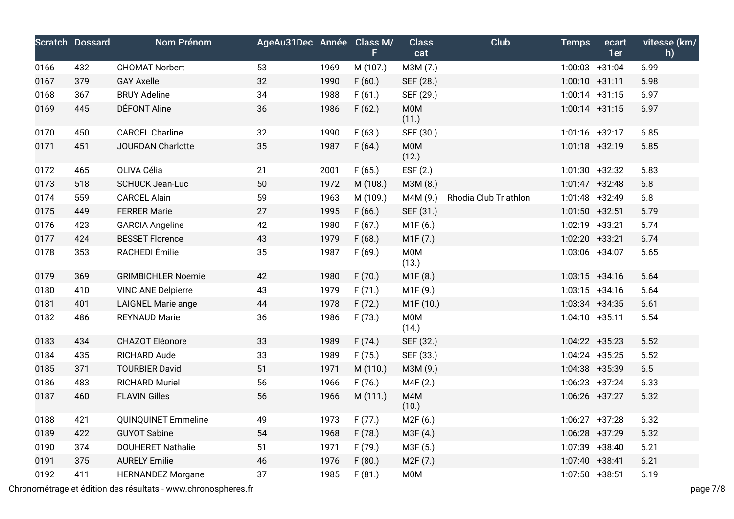| Scratch | Dossard | Nom Prénom | AgeAu31Dec | Année | Class M/F | Class cat | Club | Temps | ecart 1er | vitesse (km/h) |
|---|---|---|---|---|---|---|---|---|---|---|
| 0166 | 432 | CHOMAT Norbert | 53 | 1969 | M (107.) | M3M (7.) | | 1:00:03 | +31:04 | 6.99 |
| 0167 | 379 | GAY Axelle | 32 | 1990 | F (60.) | SEF (28.) | | 1:00:10 | +31:11 | 6.98 |
| 0168 | 367 | BRUY Adeline | 34 | 1988 | F (61.) | SEF (29.) | | 1:00:14 | +31:15 | 6.97 |
| 0169 | 445 | DÉFONT Aline | 36 | 1986 | F (62.) | M0M (11.) | | 1:00:14 | +31:15 | 6.97 |
| 0170 | 450 | CARCEL Charline | 32 | 1990 | F (63.) | SEF (30.) | | 1:01:16 | +32:17 | 6.85 |
| 0171 | 451 | JOURDAN Charlotte | 35 | 1987 | F (64.) | M0M (12.) | | 1:01:18 | +32:19 | 6.85 |
| 0172 | 465 | OLIVA Célia | 21 | 2001 | F (65.) | ESF (2.) | | 1:01:30 | +32:32 | 6.83 |
| 0173 | 518 | SCHUCK Jean-Luc | 50 | 1972 | M (108.) | M3M (8.) | | 1:01:47 | +32:48 | 6.8 |
| 0174 | 559 | CARCEL Alain | 59 | 1963 | M (109.) | M4M (9.) | Rhodia Club Triathlon | 1:01:48 | +32:49 | 6.8 |
| 0175 | 449 | FERRER Marie | 27 | 1995 | F (66.) | SEF (31.) | | 1:01:50 | +32:51 | 6.79 |
| 0176 | 423 | GARCIA Angeline | 42 | 1980 | F (67.) | M1F (6.) | | 1:02:19 | +33:21 | 6.74 |
| 0177 | 424 | BESSET Florence | 43 | 1979 | F (68.) | M1F (7.) | | 1:02:20 | +33:21 | 6.74 |
| 0178 | 353 | RACHEDI Émilie | 35 | 1987 | F (69.) | M0M (13.) | | 1:03:06 | +34:07 | 6.65 |
| 0179 | 369 | GRIMBICHLER Noemie | 42 | 1980 | F (70.) | M1F (8.) | | 1:03:15 | +34:16 | 6.64 |
| 0180 | 410 | VINCIANE Delpierre | 43 | 1979 | F (71.) | M1F (9.) | | 1:03:15 | +34:16 | 6.64 |
| 0181 | 401 | LAIGNEL Marie ange | 44 | 1978 | F (72.) | M1F (10.) | | 1:03:34 | +34:35 | 6.61 |
| 0182 | 486 | REYNAUD Marie | 36 | 1986 | F (73.) | M0M (14.) | | 1:04:10 | +35:11 | 6.54 |
| 0183 | 434 | CHAZOT Eléonore | 33 | 1989 | F (74.) | SEF (32.) | | 1:04:22 | +35:23 | 6.52 |
| 0184 | 435 | RICHARD Aude | 33 | 1989 | F (75.) | SEF (33.) | | 1:04:24 | +35:25 | 6.52 |
| 0185 | 371 | TOURBIER David | 51 | 1971 | M (110.) | M3M (9.) | | 1:04:38 | +35:39 | 6.5 |
| 0186 | 483 | RICHARD Muriel | 56 | 1966 | F (76.) | M4F (2.) | | 1:06:23 | +37:24 | 6.33 |
| 0187 | 460 | FLAVIN Gilles | 56 | 1966 | M (111.) | M4M (10.) | | 1:06:26 | +37:27 | 6.32 |
| 0188 | 421 | QUINQUINET Emmeline | 49 | 1973 | F (77.) | M2F (6.) | | 1:06:27 | +37:28 | 6.32 |
| 0189 | 422 | GUYOT Sabine | 54 | 1968 | F (78.) | M3F (4.) | | 1:06:28 | +37:29 | 6.32 |
| 0190 | 374 | DOUHERET Nathalie | 51 | 1971 | F (79.) | M3F (5.) | | 1:07:39 | +38:40 | 6.21 |
| 0191 | 375 | AURELY Emilie | 46 | 1976 | F (80.) | M2F (7.) | | 1:07:40 | +38:41 | 6.21 |
| 0192 | 411 | HERNANDEZ Morgane | 37 | 1985 | F (81.) | M0M | | 1:07:50 | +38:51 | 6.19 |

Chronométrage et édition des résultats - www.chronospheres.fr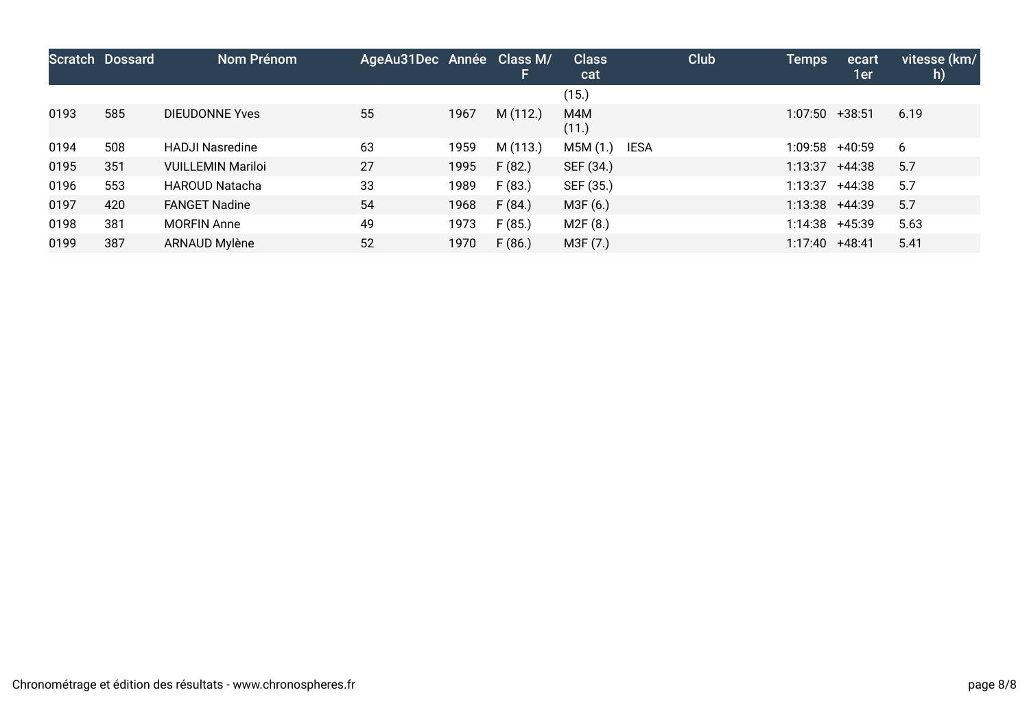| Scratch | Dossard | Nom Prénom | AgeAu31Dec | Année | Class M/F | Class cat | Club | Temps | ecart 1er | vitesse (km/h) |
|---|---|---|---|---|---|---|---|---|---|---|
| | | | | | | (15.) | | | | |
| 0193 | 585 | DIEUDONNE Yves | 55 | 1967 | M (112.) | M4M (11.) | | 1:07:50 | +38:51 | 6.19 |
| 0194 | 508 | HADJI Nasredine | 63 | 1959 | M (113.) | M5M (1.) | IESA | 1:09:58 | +40:59 | 6 |
| 0195 | 351 | VUILLEMIN Mariloi | 27 | 1995 | F (82.) | SEF (34.) | | 1:13:37 | +44:38 | 5.7 |
| 0196 | 553 | HAROUD Natacha | 33 | 1989 | F (83.) | SEF (35.) | | 1:13:37 | +44:38 | 5.7 |
| 0197 | 420 | FANGET Nadine | 54 | 1968 | F (84.) | M3F (6.) | | 1:13:38 | +44:39 | 5.7 |
| 0198 | 381 | MORFIN Anne | 49 | 1973 | F (85.) | M2F (8.) | | 1:14:38 | +45:39 | 5.63 |
| 0199 | 387 | ARNAUD Mylène | 52 | 1970 | F (86.) | M3F (7.) | | 1:17:40 | +48:41 | 5.41 |

Chronométrage et édition des résultats - www.chronospheres.fr